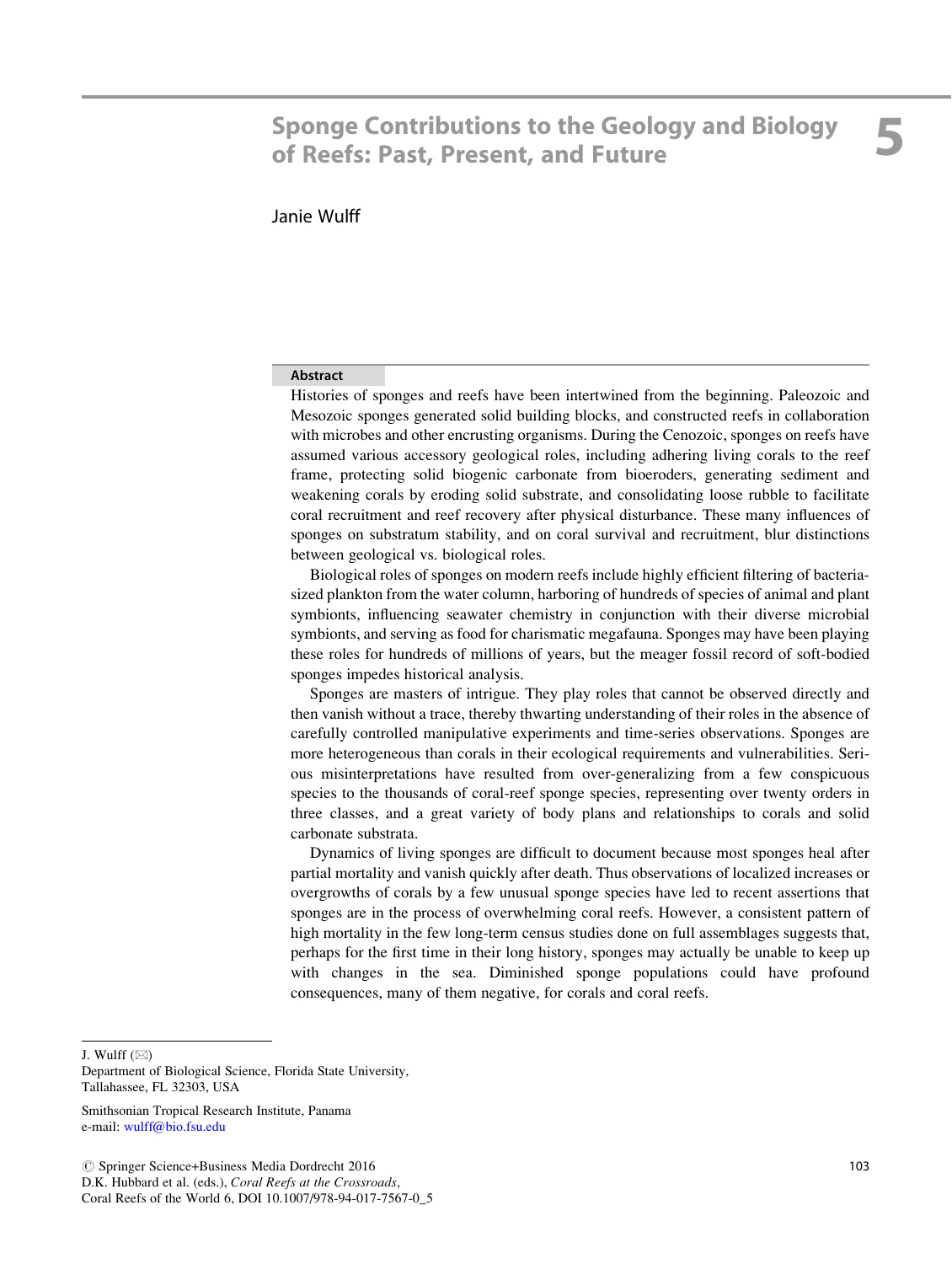# 5 Sponge Contributions to the Geology and Biology of Reefs: Past, Present, and Future

Janie Wulff

## Abstract

Histories of sponges and reefs have been intertwined from the beginning. Paleozoic and Mesozoic sponges generated solid building blocks, and constructed reefs in collaboration with microbes and other encrusting organisms. During the Cenozoic, sponges on reefs have assumed various accessory geological roles, including adhering living corals to the reef frame, protecting solid biogenic carbonate from bioeroders, generating sediment and weakening corals by eroding solid substrate, and consolidating loose rubble to facilitate coral recruitment and reef recovery after physical disturbance. These many influences of sponges on substratum stability, and on coral survival and recruitment, blur distinctions between geological vs. biological roles.

Biological roles of sponges on modern reefs include highly efficient filtering of bacteria-sized plankton from the water column, harboring of hundreds of species of animal and plant symbionts, influencing seawater chemistry in conjunction with their diverse microbial symbionts, and serving as food for charismatic megafauna. Sponges may have been playing these roles for hundreds of millions of years, but the meager fossil record of soft-bodied sponges impedes historical analysis.

Sponges are masters of intrigue. They play roles that cannot be observed directly and then vanish without a trace, thereby thwarting understanding of their roles in the absence of carefully controlled manipulative experiments and time-series observations. Sponges are more heterogeneous than corals in their ecological requirements and vulnerabilities. Serious misinterpretations have resulted from over-generalizing from a few conspicuous species to the thousands of coral-reef sponge species, representing over twenty orders in three classes, and a great variety of body plans and relationships to corals and solid carbonate substrata.

Dynamics of living sponges are difficult to document because most sponges heal after partial mortality and vanish quickly after death. Thus observations of localized increases or overgrowths of corals by a few unusual sponge species have led to recent assertions that sponges are in the process of overwhelming coral reefs. However, a consistent pattern of high mortality in the few long-term census studies done on full assemblages suggests that, perhaps for the first time in their long history, sponges may actually be unable to keep up with changes in the sea. Diminished sponge populations could have profound consequences, many of them negative, for corals and coral reefs.

---

J. Wulff (✉)
Department of Biological Science, Florida State University, Tallahassee, FL 32303, USA

Smithsonian Tropical Research Institute, Panama
e-mail: wulff@bio.fsu.edu

© Springer Science+Business Media Dordrecht 2016
D.K. Hubbard et al. (eds.), *Coral Reefs at the Crossroads*, Coral Reefs of the World 6, DOI 10.1007/978-94-017-7567-0_5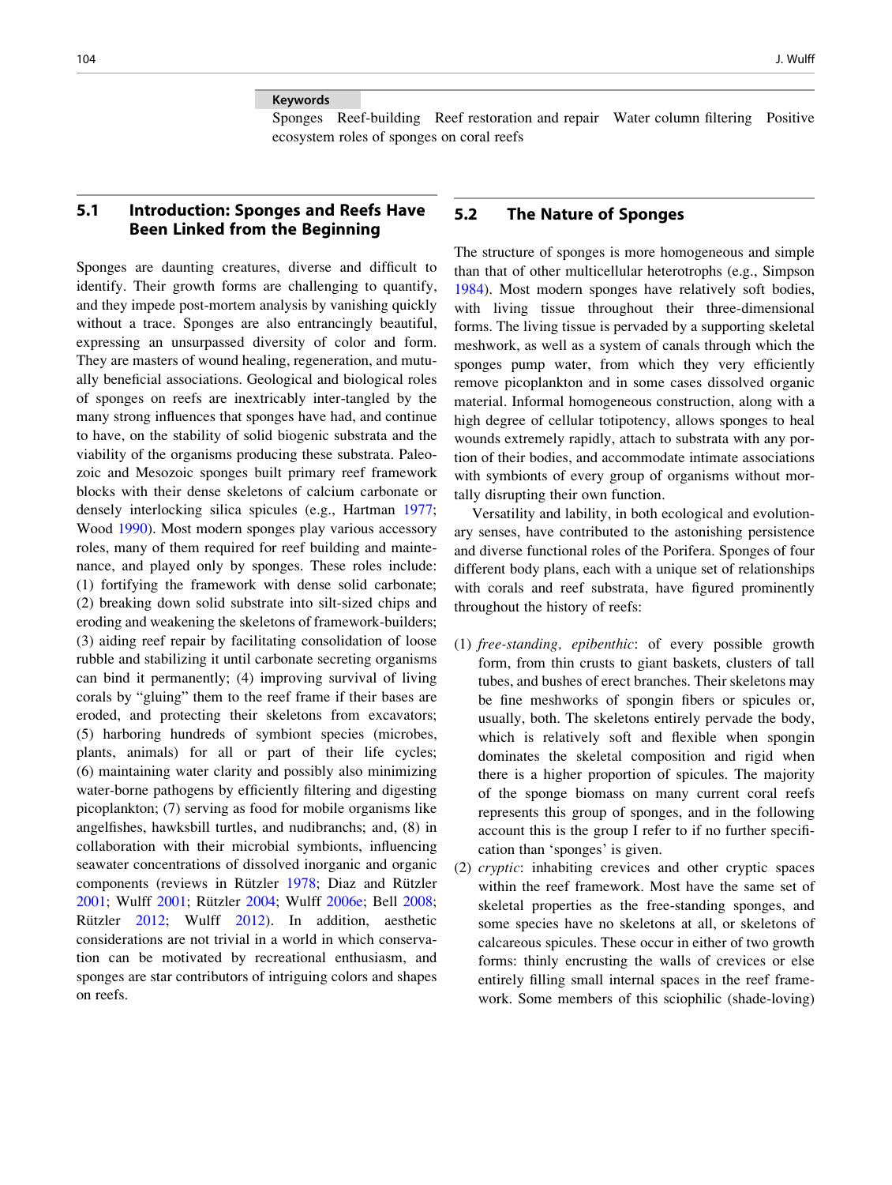**Keywords**

Sponges Reef-building Reef restoration and repair Water column filtering Positive ecosystem roles of sponges on coral reefs

## 5.1 Introduction: Sponges and Reefs Have Been Linked from the Beginning

Sponges are daunting creatures, diverse and difficult to identify. Their growth forms are challenging to quantify, and they impede post-mortem analysis by vanishing quickly without a trace. Sponges are also entrancingly beautiful, expressing an unsurpassed diversity of color and form. They are masters of wound healing, regeneration, and mutually beneficial associations. Geological and biological roles of sponges on reefs are inextricably inter-tangled by the many strong influences that sponges have had, and continue to have, on the stability of solid biogenic substrata and the viability of the organisms producing these substrata. Paleozoic and Mesozoic sponges built primary reef framework blocks with their dense skeletons of calcium carbonate or densely interlocking silica spicules (e.g., Hartman 1977; Wood 1990). Most modern sponges play various accessory roles, many of them required for reef building and maintenance, and played only by sponges. These roles include: (1) fortifying the framework with dense solid carbonate; (2) breaking down solid substrate into silt-sized chips and eroding and weakening the skeletons of framework-builders; (3) aiding reef repair by facilitating consolidation of loose rubble and stabilizing it until carbonate secreting organisms can bind it permanently; (4) improving survival of living corals by "gluing" them to the reef frame if their bases are eroded, and protecting their skeletons from excavators; (5) harboring hundreds of symbiont species (microbes, plants, animals) for all or part of their life cycles; (6) maintaining water clarity and possibly also minimizing water-borne pathogens by efficiently filtering and digesting picoplankton; (7) serving as food for mobile organisms like angelfishes, hawksbill turtles, and nudibranchs; and, (8) in collaboration with their microbial symbionts, influencing seawater concentrations of dissolved inorganic and organic components (reviews in Rützler 1978; Diaz and Rützler 2001; Wulff 2001; Rützler 2004; Wulff 2006e; Bell 2008; Rützler 2012; Wulff 2012). In addition, aesthetic considerations are not trivial in a world in which conservation can be motivated by recreational enthusiasm, and sponges are star contributors of intriguing colors and shapes on reefs.

## 5.2 The Nature of Sponges

The structure of sponges is more homogeneous and simple than that of other multicellular heterotrophs (e.g., Simpson 1984). Most modern sponges have relatively soft bodies, with living tissue throughout their three-dimensional forms. The living tissue is pervaded by a supporting skeletal meshwork, as well as a system of canals through which the sponges pump water, from which they very efficiently remove picoplankton and in some cases dissolved organic material. Informal homogeneous construction, along with a high degree of cellular totipotency, allows sponges to heal wounds extremely rapidly, attach to substrata with any portion of their bodies, and accommodate intimate associations with symbionts of every group of organisms without mortally disrupting their own function.

Versatility and lability, in both ecological and evolutionary senses, have contributed to the astonishing persistence and diverse functional roles of the Porifera. Sponges of four different body plans, each with a unique set of relationships with corals and reef substrata, have figured prominently throughout the history of reefs:

(1) *free-standing, epibenthic*: of every possible growth form, from thin crusts to giant baskets, clusters of tall tubes, and bushes of erect branches. Their skeletons may be fine meshworks of spongin fibers or spicules or, usually, both. The skeletons entirely pervade the body, which is relatively soft and flexible when spongin dominates the skeletal composition and rigid when there is a higher proportion of spicules. The majority of the sponge biomass on many current coral reefs represents this group of sponges, and in the following account this is the group I refer to if no further specification than 'sponges' is given.

(2) *cryptic*: inhabiting crevices and other cryptic spaces within the reef framework. Most have the same set of skeletal properties as the free-standing sponges, and some species have no skeletons at all, or skeletons of calcareous spicules. These occur in either of two growth forms: thinly encrusting the walls of crevices or else entirely filling small internal spaces in the reef framework. Some members of this sciophilic (shade-loving)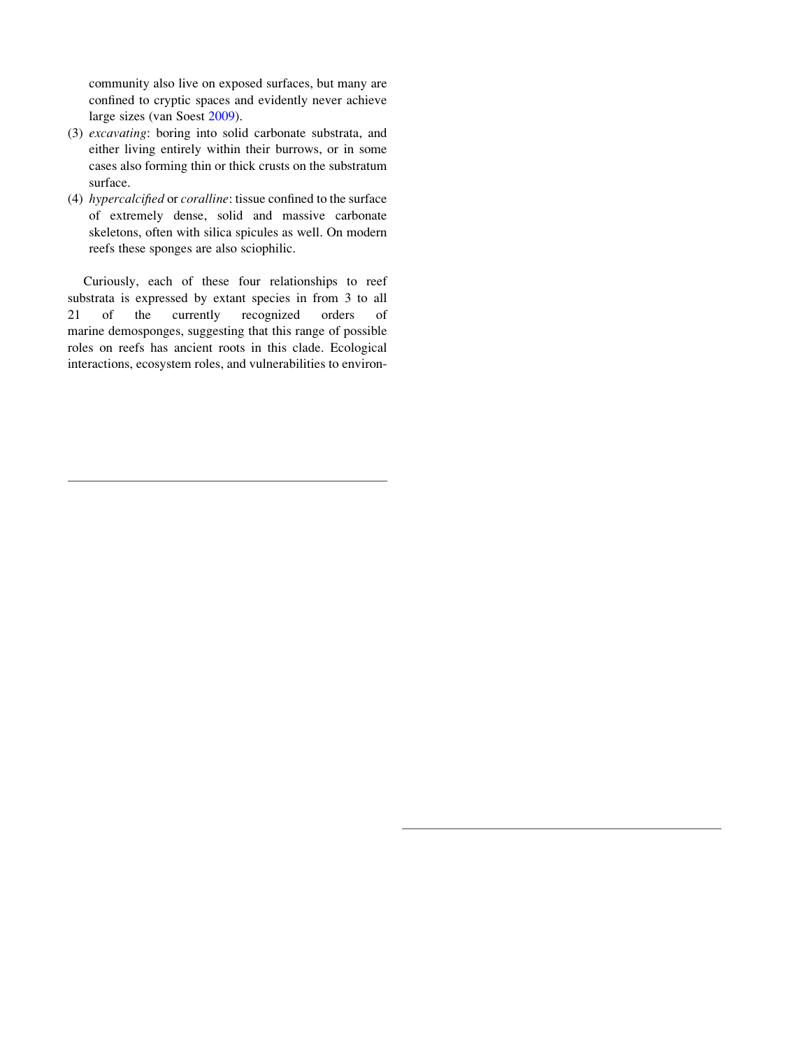community also live on exposed surfaces, but many are confined to cryptic spaces and evidently never achieve large sizes (van Soest 2009).

(3) *excavating*: boring into solid carbonate substrata, and either living entirely within their burrows, or in some cases also forming thin or thick crusts on the substratum surface.

(4) *hypercalcified* or *coralline*: tissue confined to the surface of extremely dense, solid and massive carbonate skeletons, often with silica spicules as well. On modern reefs these sponges are also sciophilic.

Curiously, each of these four relationships to reef substrata is expressed by extant species in from 3 to all 21 of the currently recognized orders of marine demosponges, suggesting that this range of possible roles on reefs has ancient roots in this clade. Ecological interactions, ecosystem roles, and vulnerabilities to environ-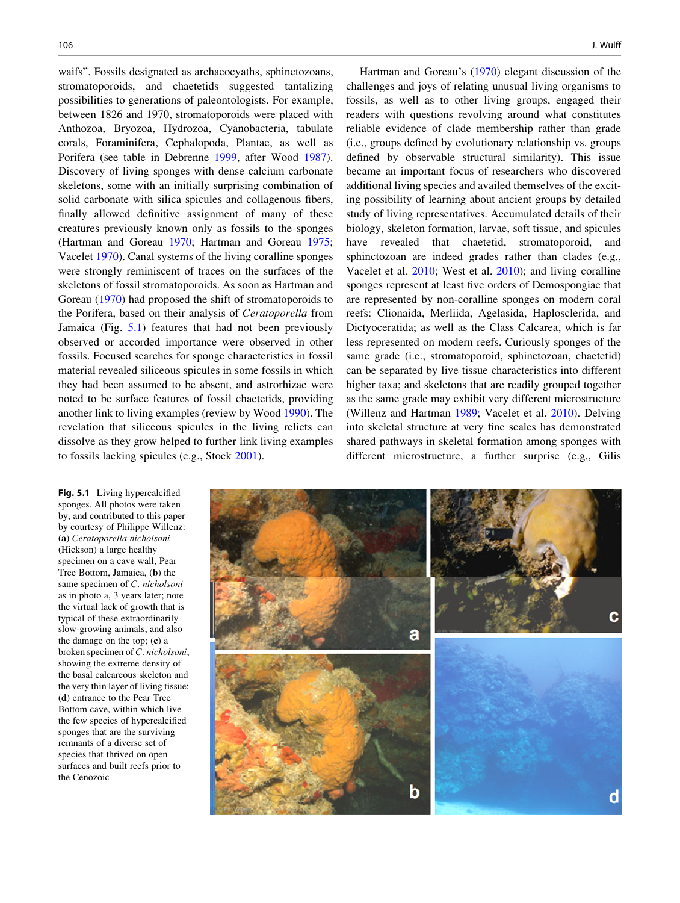waifs". Fossils designated as archaeocyaths, sphinctozoans, stromatoporoids, and chaetetids suggested tantalizing possibilities to generations of paleontologists. For example, between 1826 and 1970, stromatoporoids were placed with Anthozoa, Bryozoa, Hydrozoa, Cyanobacteria, tabulate corals, Foraminifera, Cephalopoda, Plantae, as well as Porifera (see table in Debrenne 1999, after Wood 1987). Discovery of living sponges with dense calcium carbonate skeletons, some with an initially surprising combination of solid carbonate with silica spicules and collagenous fibers, finally allowed definitive assignment of many of these creatures previously known only as fossils to the sponges (Hartman and Goreau 1970; Hartman and Goreau 1975; Vacelet 1970). Canal systems of the living coralline sponges were strongly reminiscent of traces on the surfaces of the skeletons of fossil stromatoporoids. As soon as Hartman and Goreau (1970) had proposed the shift of stromatoporoids to the Porifera, based on their analysis of *Ceratoporella* from Jamaica (Fig. 5.1) features that had not been previously observed or accorded importance were observed in other fossils. Focused searches for sponge characteristics in fossil material revealed siliceous spicules in some fossils in which they had been assumed to be absent, and astrorhizae were noted to be surface features of fossil chaetetids, providing another link to living examples (review by Wood 1990). The revelation that siliceous spicules in the living relicts can dissolve as they grow helped to further link living examples to fossils lacking spicules (e.g., Stock 2001).

Hartman and Goreau's (1970) elegant discussion of the challenges and joys of relating unusual living organisms to fossils, as well as to other living groups, engaged their readers with questions revolving around what constitutes reliable evidence of clade membership rather than grade (i.e., groups defined by evolutionary relationship vs. groups defined by observable structural similarity). This issue became an important focus of researchers who discovered additional living species and availed themselves of the exciting possibility of learning about ancient groups by detailed study of living representatives. Accumulated details of their biology, skeleton formation, larvae, soft tissue, and spicules have revealed that chaetetid, stromatoporoid, and sphinctozoan are indeed grades rather than clades (e.g., Vacelet et al. 2010; West et al. 2010); and living coralline sponges represent at least five orders of Demospongiae that are represented by non-coralline sponges on modern coral reefs: Clionaida, Merliida, Agelasida, Haplosclerida, and Dictyoceratida; as well as the Class Calcarea, which is far less represented on modern reefs. Curiously sponges of the same grade (i.e., stromatoporoid, sphinctozoan, chaetetid) can be separated by live tissue characteristics into different higher taxa; and skeletons that are readily grouped together as the same grade may exhibit very different microstructure (Willenz and Hartman 1989; Vacelet et al. 2010). Delving into skeletal structure at very fine scales has demonstrated shared pathways in skeletal formation among sponges with different microstructure, a further surprise (e.g., Gilis

**Fig. 5.1** Living hypercalcified sponges. All photos were taken by, and contributed to this paper by courtesy of Philippe Willenz: (**a**) *Ceratoporella nicholsoni* (Hickson) a large healthy specimen on a cave wall, Pear Tree Bottom, Jamaica, (**b**) the same specimen of *C. nicholsoni* as in photo a, 3 years later; note the virtual lack of growth that is typical of these extraordinarily slow-growing animals, and also the damage on the top; (**c**) a broken specimen of *C. nicholsoni*, showing the extreme density of the basal calcareous skeleton and the very thin layer of living tissue; (**d**) entrance to the Pear Tree Bottom cave, within which live the few species of hypercalcified sponges that are the surviving remnants of a diverse set of species that thrived on open surfaces and built reefs prior to the Cenozoic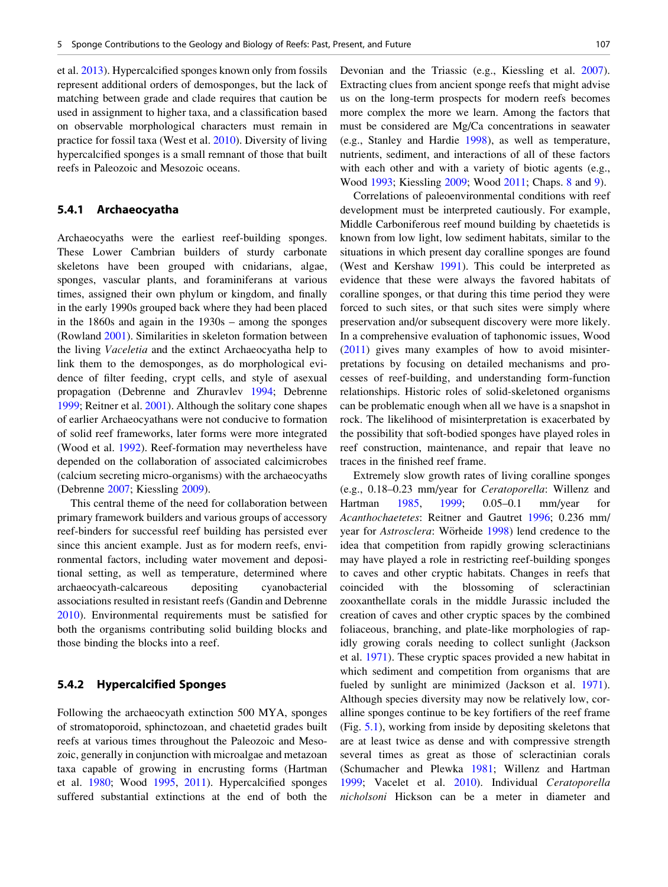et al. 2013). Hypercalcified sponges known only from fossils represent additional orders of demosponges, but the lack of matching between grade and clade requires that caution be used in assignment to higher taxa, and a classification based on observable morphological characters must remain in practice for fossil taxa (West et al. 2010). Diversity of living hypercalcified sponges is a small remnant of those that built reefs in Paleozoic and Mesozoic oceans.

### 5.4.1 Archaeocyatha

Archaeocyaths were the earliest reef-building sponges. These Lower Cambrian builders of sturdy carbonate skeletons have been grouped with cnidarians, algae, sponges, vascular plants, and foraminiferans at various times, assigned their own phylum or kingdom, and finally in the early 1990s grouped back where they had been placed in the 1860s and again in the 1930s – among the sponges (Rowland 2001). Similarities in skeleton formation between the living *Vaceletia* and the extinct Archaeocyatha help to link them to the demosponges, as do morphological evidence of filter feeding, crypt cells, and style of asexual propagation (Debrenne and Zhuravlev 1994; Debrenne 1999; Reitner et al. 2001). Although the solitary cone shapes of earlier Archaeocyathans were not conducive to formation of solid reef frameworks, later forms were more integrated (Wood et al. 1992). Reef-formation may nevertheless have depended on the collaboration of associated calcimicrobes (calcium secreting micro-organisms) with the archaeocyaths (Debrenne 2007; Kiessling 2009).

This central theme of the need for collaboration between primary framework builders and various groups of accessory reef-binders for successful reef building has persisted ever since this ancient example. Just as for modern reefs, environmental factors, including water movement and depositional setting, as well as temperature, determined where archaeocyath-calcareous depositing cyanobacterial associations resulted in resistant reefs (Gandin and Debrenne 2010). Environmental requirements must be satisfied for both the organisms contributing solid building blocks and those binding the blocks into a reef.

### 5.4.2 Hypercalcified Sponges

Following the archaeocyath extinction 500 MYA, sponges of stromatoporoid, sphinctozoan, and chaetetid grades built reefs at various times throughout the Paleozoic and Mesozoic, generally in conjunction with microalgae and metazoan taxa capable of growing in encrusting forms (Hartman et al. 1980; Wood 1995, 2011). Hypercalcified sponges suffered substantial extinctions at the end of both the Devonian and the Triassic (e.g., Kiessling et al. 2007). Extracting clues from ancient sponge reefs that might advise us on the long-term prospects for modern reefs becomes more complex the more we learn. Among the factors that must be considered are Mg/Ca concentrations in seawater (e.g., Stanley and Hardie 1998), as well as temperature, nutrients, sediment, and interactions of all of these factors with each other and with a variety of biotic agents (e.g., Wood 1993; Kiessling 2009; Wood 2011; Chaps. 8 and 9).

Correlations of paleoenvironmental conditions with reef development must be interpreted cautiously. For example, Middle Carboniferous reef mound building by chaetetids is known from low light, low sediment habitats, similar to the situations in which present day coralline sponges are found (West and Kershaw 1991). This could be interpreted as evidence that these were always the favored habitats of coralline sponges, or that during this time period they were forced to such sites, or that such sites were simply where preservation and/or subsequent discovery were more likely. In a comprehensive evaluation of taphonomic issues, Wood (2011) gives many examples of how to avoid misinterpretations by focusing on detailed mechanisms and processes of reef-building, and understanding form-function relationships. Historic roles of solid-skeletoned organisms can be problematic enough when all we have is a snapshot in rock. The likelihood of misinterpretation is exacerbated by the possibility that soft-bodied sponges have played roles in reef construction, maintenance, and repair that leave no traces in the finished reef frame.

Extremely slow growth rates of living coralline sponges (e.g., 0.18–0.23 mm/year for *Ceratoporella*: Willenz and Hartman 1985, 1999; 0.05–0.1 mm/year for *Acanthochaetetes*: Reitner and Gautret 1996; 0.236 mm/year for *Astrosclera*: Wörheide 1998) lend credence to the idea that competition from rapidly growing scleractinians may have played a role in restricting reef-building sponges to caves and other cryptic habitats. Changes in reefs that coincided with the blossoming of scleractinian zooxanthellate corals in the middle Jurassic included the creation of caves and other cryptic spaces by the combined foliaceous, branching, and plate-like morphologies of rapidly growing corals needing to collect sunlight (Jackson et al. 1971). These cryptic spaces provided a new habitat in which sediment and competition from organisms that are fueled by sunlight are minimized (Jackson et al. 1971). Although species diversity may now be relatively low, coralline sponges continue to be key fortifiers of the reef frame (Fig. 5.1), working from inside by depositing skeletons that are at least twice as dense and with compressive strength several times as great as those of scleractinian corals (Schumacher and Plewka 1981; Willenz and Hartman 1999; Vacelet et al. 2010). Individual *Ceratoporella nicholsoni* Hickson can be a meter in diameter and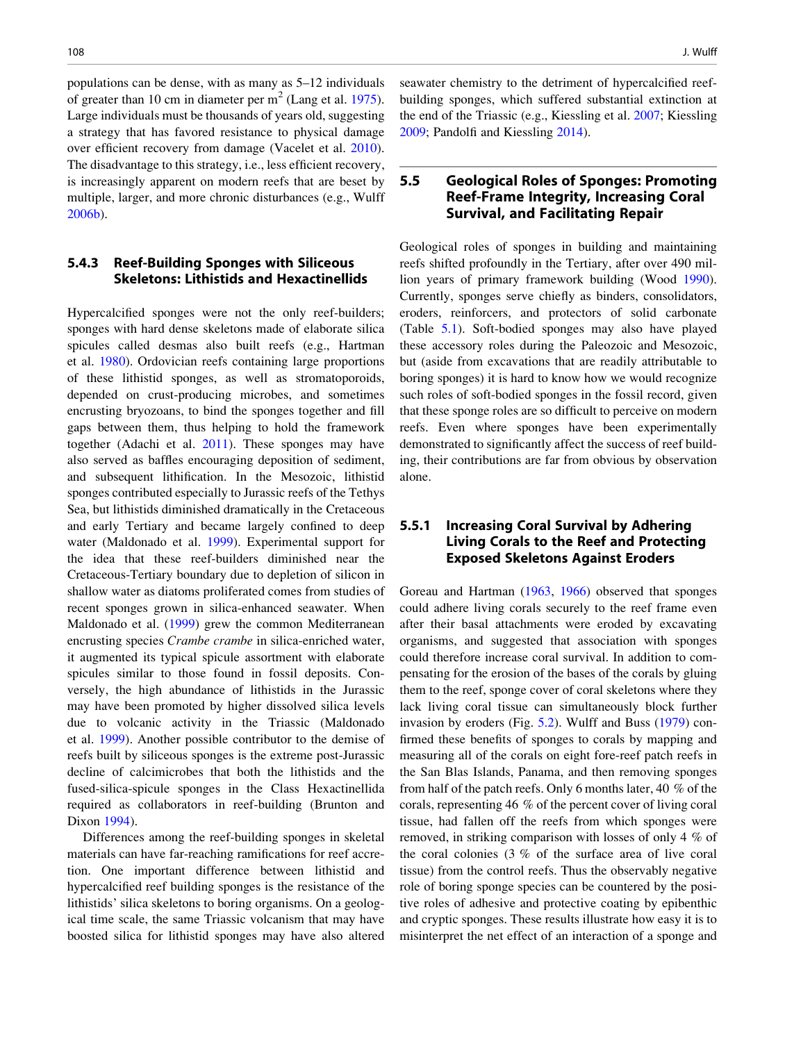populations can be dense, with as many as 5–12 individuals of greater than 10 cm in diameter per m$^2$ (Lang et al. 1975). Large individuals must be thousands of years old, suggesting a strategy that has favored resistance to physical damage over efficient recovery from damage (Vacelet et al. 2010). The disadvantage to this strategy, i.e., less efficient recovery, is increasingly apparent on modern reefs that are beset by multiple, larger, and more chronic disturbances (e.g., Wulff 2006b).

### 5.4.3 Reef-Building Sponges with Siliceous Skeletons: Lithistids and Hexactinellids

Hypercalcified sponges were not the only reef-builders; sponges with hard dense skeletons made of elaborate silica spicules called desmas also built reefs (e.g., Hartman et al. 1980). Ordovician reefs containing large proportions of these lithistid sponges, as well as stromatoporoids, depended on crust-producing microbes, and sometimes encrusting bryozoans, to bind the sponges together and fill gaps between them, thus helping to hold the framework together (Adachi et al. 2011). These sponges may have also served as baffles encouraging deposition of sediment, and subsequent lithification. In the Mesozoic, lithistid sponges contributed especially to Jurassic reefs of the Tethys Sea, but lithistids diminished dramatically in the Cretaceous and early Tertiary and became largely confined to deep water (Maldonado et al. 1999). Experimental support for the idea that these reef-builders diminished near the Cretaceous-Tertiary boundary due to depletion of silicon in shallow water as diatoms proliferated comes from studies of recent sponges grown in silica-enhanced seawater. When Maldonado et al. (1999) grew the common Mediterranean encrusting species *Crambe crambe* in silica-enriched water, it augmented its typical spicule assortment with elaborate spicules similar to those found in fossil deposits. Conversely, the high abundance of lithistids in the Jurassic may have been promoted by higher dissolved silica levels due to volcanic activity in the Triassic (Maldonado et al. 1999). Another possible contributor to the demise of reefs built by siliceous sponges is the extreme post-Jurassic decline of calcimicrobes that both the lithistids and the fused-silica-spicule sponges in the Class Hexactinellida required as collaborators in reef-building (Brunton and Dixon 1994).

Differences among the reef-building sponges in skeletal materials can have far-reaching ramifications for reef accretion. One important difference between lithistid and hypercalcified reef building sponges is the resistance of the lithistids' silica skeletons to boring organisms. On a geological time scale, the same Triassic volcanism that may have boosted silica for lithistid sponges may have also altered seawater chemistry to the detriment of hypercalcified reef-building sponges, which suffered substantial extinction at the end of the Triassic (e.g., Kiessling et al. 2007; Kiessling 2009; Pandolfi and Kiessling 2014).

## 5.5 Geological Roles of Sponges: Promoting Reef-Frame Integrity, Increasing Coral Survival, and Facilitating Repair

Geological roles of sponges in building and maintaining reefs shifted profoundly in the Tertiary, after over 490 million years of primary framework building (Wood 1990). Currently, sponges serve chiefly as binders, consolidators, eroders, reinforcers, and protectors of solid carbonate (Table 5.1). Soft-bodied sponges may also have played these accessory roles during the Paleozoic and Mesozoic, but (aside from excavations that are readily attributable to boring sponges) it is hard to know how we would recognize such roles of soft-bodied sponges in the fossil record, given that these sponge roles are so difficult to perceive on modern reefs. Even where sponges have been experimentally demonstrated to significantly affect the success of reef building, their contributions are far from obvious by observation alone.

### 5.5.1 Increasing Coral Survival by Adhering Living Corals to the Reef and Protecting Exposed Skeletons Against Eroders

Goreau and Hartman (1963, 1966) observed that sponges could adhere living corals securely to the reef frame even after their basal attachments were eroded by excavating organisms, and suggested that association with sponges could therefore increase coral survival. In addition to compensating for the erosion of the bases of the corals by gluing them to the reef, sponge cover of coral skeletons where they lack living coral tissue can simultaneously block further invasion by eroders (Fig. 5.2). Wulff and Buss (1979) confirmed these benefits of sponges to corals by mapping and measuring all of the corals on eight fore-reef patch reefs in the San Blas Islands, Panama, and then removing sponges from half of the patch reefs. Only 6 months later, 40 % of the corals, representing 46 % of the percent cover of living coral tissue, had fallen off the reefs from which sponges were removed, in striking comparison with losses of only 4 % of the coral colonies (3 % of the surface area of live coral tissue) from the control reefs. Thus the observably negative role of boring sponge species can be countered by the positive roles of adhesive and protective coating by epibenthic and cryptic sponges. These results illustrate how easy it is to misinterpret the net effect of an interaction of a sponge and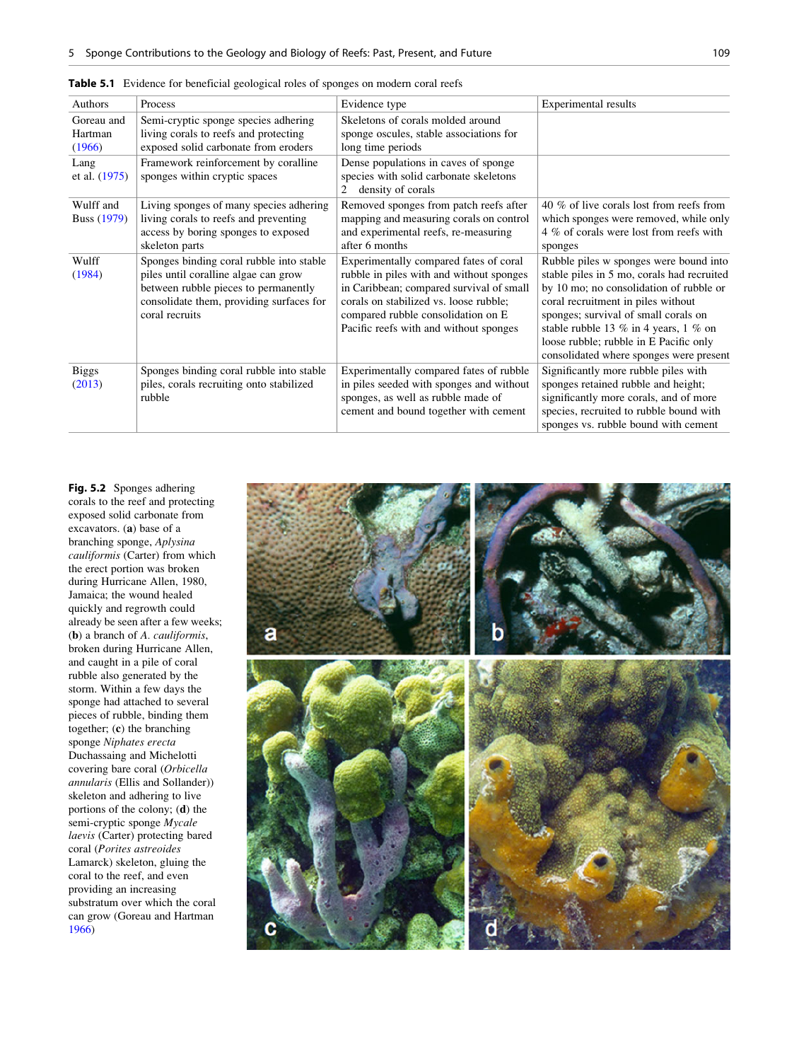**Table 5.1** Evidence for beneficial geological roles of sponges on modern coral reefs

| Authors | Process | Evidence type | Experimental results |
|---|---|---|---|
| Goreau and Hartman (1966) | Semi-cryptic sponge species adhering living corals to reefs and protecting exposed solid carbonate from eroders | Skeletons of corals molded around sponge oscules, stable associations for long time periods | |
| Lang et al. (1975) | Framework reinforcement by coralline sponges within cryptic spaces | Dense populations in caves of sponge species with solid carbonate skeletons 2 density of corals | |
| Wulff and Buss (1979) | Living sponges of many species adhering living corals to reefs and preventing access by boring sponges to exposed skeleton parts | Removed sponges from patch reefs after mapping and measuring corals on control and experimental reefs, re-measuring after 6 months | 40 % of live corals lost from reefs from which sponges were removed, while only 4 % of corals were lost from reefs with sponges |
| Wulff (1984) | Sponges binding coral rubble into stable piles until coralline algae can grow between rubble pieces to permanently consolidate them, providing surfaces for coral recruits | Experimentally compared fates of coral rubble in piles with and without sponges in Caribbean; compared survival of small corals on stabilized vs. loose rubble; compared rubble consolidation on E Pacific reefs with and without sponges | Rubble piles w sponges were bound into stable piles in 5 mo, corals had recruited by 10 mo; no consolidation of rubble or coral recruitment in piles without sponges; survival of small corals on stable rubble 13 % in 4 years, 1 % on loose rubble; rubble in E Pacific only consolidated where sponges were present |
| Biggs (2013) | Sponges binding coral rubble into stable piles, corals recruiting onto stabilized rubble | Experimentally compared fates of rubble in piles seeded with sponges and without sponges, as well as rubble made of cement and bound together with cement | Significantly more rubble piles with sponges retained rubble and height; significantly more corals, and of more species, recruited to rubble bound with sponges vs. rubble bound with cement |

**Fig. 5.2** Sponges adhering corals to the reef and protecting exposed solid carbonate from excavators. (**a**) base of a branching sponge, *Aplysina cauliformis* (Carter) from which the erect portion was broken during Hurricane Allen, 1980, Jamaica; the wound healed quickly and regrowth could already be seen after a few weeks; (**b**) a branch of *A. cauliformis*, broken during Hurricane Allen, and caught in a pile of coral rubble also generated by the storm. Within a few days the sponge had attached to several pieces of rubble, binding them together; (**c**) the branching sponge *Niphates erecta* Duchassaing and Michelotti covering bare coral (*Orbicella annularis* (Ellis and Sollander)) skeleton and adhering to live portions of the colony; (**d**) the semi-cryptic sponge *Mycale laevis* (Carter) protecting bared coral (*Porites astreoides* Lamarck) skeleton, gluing the coral to the reef, and even providing an increasing substratum over which the coral can grow (Goreau and Hartman 1966)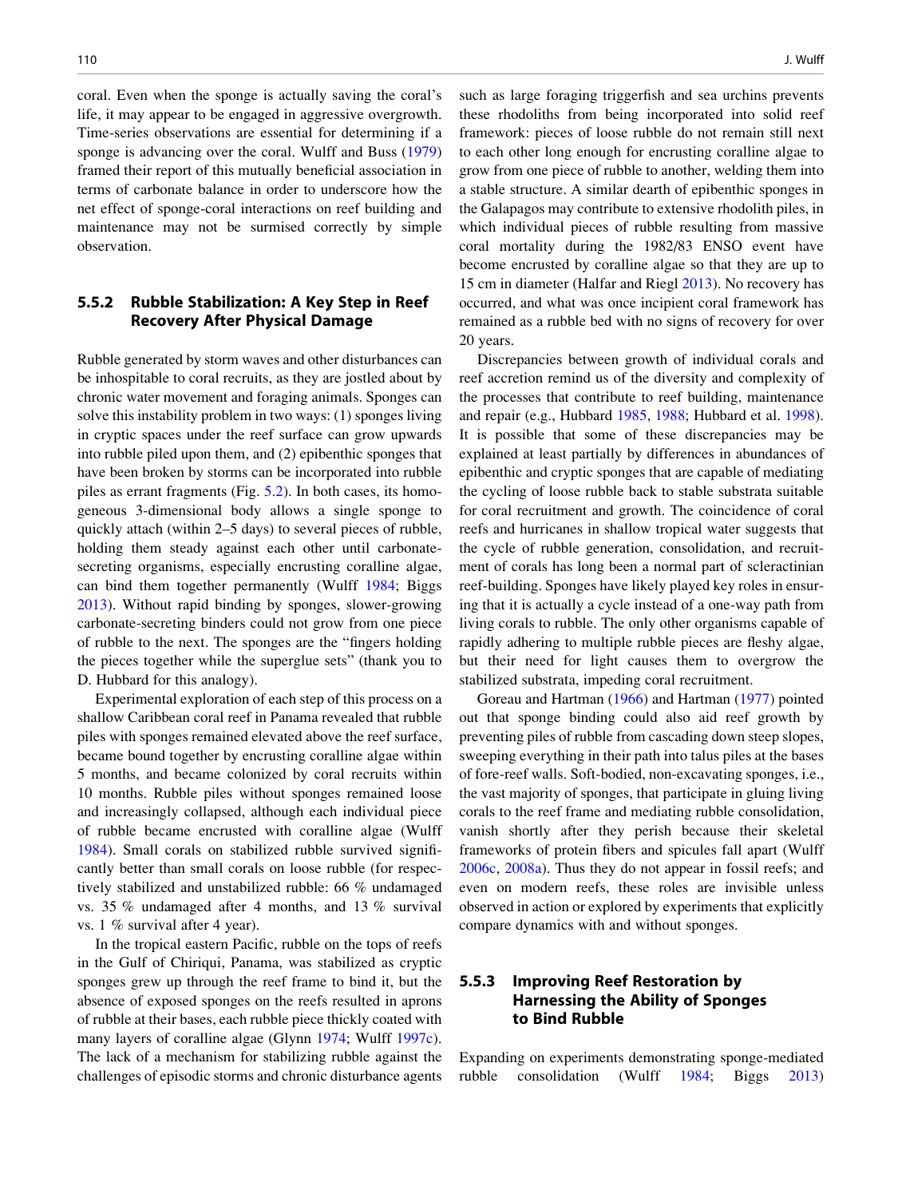coral. Even when the sponge is actually saving the coral's life, it may appear to be engaged in aggressive overgrowth. Time-series observations are essential for determining if a sponge is advancing over the coral. Wulff and Buss (1979) framed their report of this mutually beneficial association in terms of carbonate balance in order to underscore how the net effect of sponge-coral interactions on reef building and maintenance may not be surmised correctly by simple observation.

### 5.5.2 Rubble Stabilization: A Key Step in Reef Recovery After Physical Damage

Rubble generated by storm waves and other disturbances can be inhospitable to coral recruits, as they are jostled about by chronic water movement and foraging animals. Sponges can solve this instability problem in two ways: (1) sponges living in cryptic spaces under the reef surface can grow upwards into rubble piled upon them, and (2) epibenthic sponges that have been broken by storms can be incorporated into rubble piles as errant fragments (Fig. 5.2). In both cases, its homogeneous 3-dimensional body allows a single sponge to quickly attach (within 2–5 days) to several pieces of rubble, holding them steady against each other until carbonate-secreting organisms, especially encrusting coralline algae, can bind them together permanently (Wulff 1984; Biggs 2013). Without rapid binding by sponges, slower-growing carbonate-secreting binders could not grow from one piece of rubble to the next. The sponges are the "fingers holding the pieces together while the superglue sets" (thank you to D. Hubbard for this analogy).

Experimental exploration of each step of this process on a shallow Caribbean coral reef in Panama revealed that rubble piles with sponges remained elevated above the reef surface, became bound together by encrusting coralline algae within 5 months, and became colonized by coral recruits within 10 months. Rubble piles without sponges remained loose and increasingly collapsed, although each individual piece of rubble became encrusted with coralline algae (Wulff 1984). Small corals on stabilized rubble survived significantly better than small corals on loose rubble (for respectively stabilized and unstabilized rubble: 66 % undamaged vs. 35 % undamaged after 4 months, and 13 % survival vs. 1 % survival after 4 year).

In the tropical eastern Pacific, rubble on the tops of reefs in the Gulf of Chiriqui, Panama, was stabilized as cryptic sponges grew up through the reef frame to bind it, but the absence of exposed sponges on the reefs resulted in aprons of rubble at their bases, each rubble piece thickly coated with many layers of coralline algae (Glynn 1974; Wulff 1997c). The lack of a mechanism for stabilizing rubble against the challenges of episodic storms and chronic disturbance agents such as large foraging triggerfish and sea urchins prevents these rhodoliths from being incorporated into solid reef framework: pieces of loose rubble do not remain still next to each other long enough for encrusting coralline algae to grow from one piece of rubble to another, welding them into a stable structure. A similar dearth of epibenthic sponges in the Galapagos may contribute to extensive rhodolith piles, in which individual pieces of rubble resulting from massive coral mortality during the 1982/83 ENSO event have become encrusted by coralline algae so that they are up to 15 cm in diameter (Halfar and Riegl 2013). No recovery has occurred, and what was once incipient coral framework has remained as a rubble bed with no signs of recovery for over 20 years.

Discrepancies between growth of individual corals and reef accretion remind us of the diversity and complexity of the processes that contribute to reef building, maintenance and repair (e.g., Hubbard 1985, 1988; Hubbard et al. 1998). It is possible that some of these discrepancies may be explained at least partially by differences in abundances of epibenthic and cryptic sponges that are capable of mediating the cycling of loose rubble back to stable substrata suitable for coral recruitment and growth. The coincidence of coral reefs and hurricanes in shallow tropical water suggests that the cycle of rubble generation, consolidation, and recruitment of corals has long been a normal part of scleractinian reef-building. Sponges have likely played key roles in ensuring that it is actually a cycle instead of a one-way path from living corals to rubble. The only other organisms capable of rapidly adhering to multiple rubble pieces are fleshy algae, but their need for light causes them to overgrow the stabilized substrata, impeding coral recruitment.

Goreau and Hartman (1966) and Hartman (1977) pointed out that sponge binding could also aid reef growth by preventing piles of rubble from cascading down steep slopes, sweeping everything in their path into talus piles at the bases of fore-reef walls. Soft-bodied, non-excavating sponges, i.e., the vast majority of sponges, that participate in gluing living corals to the reef frame and mediating rubble consolidation, vanish shortly after they perish because their skeletal frameworks of protein fibers and spicules fall apart (Wulff 2006c, 2008a). Thus they do not appear in fossil reefs; and even on modern reefs, these roles are invisible unless observed in action or explored by experiments that explicitly compare dynamics with and without sponges.

### 5.5.3 Improving Reef Restoration by Harnessing the Ability of Sponges to Bind Rubble

Expanding on experiments demonstrating sponge-mediated rubble consolidation (Wulff 1984; Biggs 2013)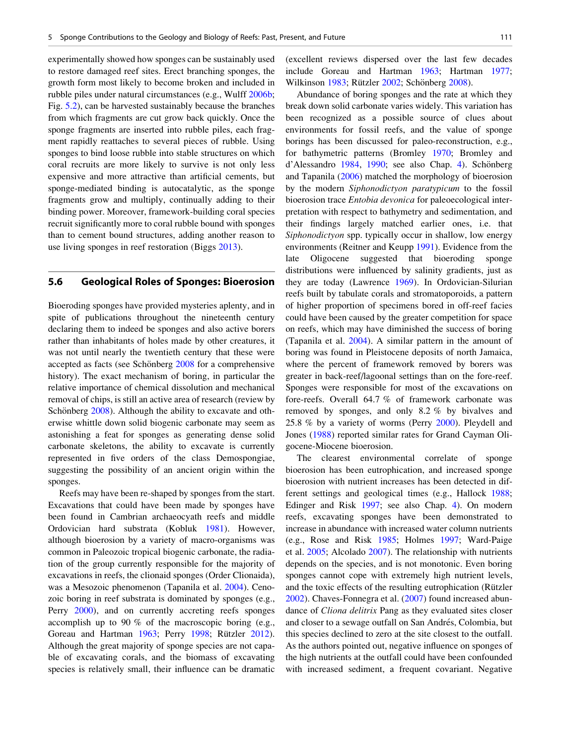experimentally showed how sponges can be sustainably used to restore damaged reef sites. Erect branching sponges, the growth form most likely to become broken and included in rubble piles under natural circumstances (e.g., Wulff 2006b; Fig. 5.2), can be harvested sustainably because the branches from which fragments are cut grow back quickly. Once the sponge fragments are inserted into rubble piles, each fragment rapidly reattaches to several pieces of rubble. Using sponges to bind loose rubble into stable structures on which coral recruits are more likely to survive is not only less expensive and more attractive than artificial cements, but sponge-mediated binding is autocatalytic, as the sponge fragments grow and multiply, continually adding to their binding power. Moreover, framework-building coral species recruit significantly more to coral rubble bound with sponges than to cement bound structures, adding another reason to use living sponges in reef restoration (Biggs 2013).

## 5.6 Geological Roles of Sponges: Bioerosion

Bioeroding sponges have provided mysteries aplenty, and in spite of publications throughout the nineteenth century declaring them to indeed be sponges and also active borers rather than inhabitants of holes made by other creatures, it was not until nearly the twentieth century that these were accepted as facts (see Schönberg 2008 for a comprehensive history). The exact mechanism of boring, in particular the relative importance of chemical dissolution and mechanical removal of chips, is still an active area of research (review by Schönberg 2008). Although the ability to excavate and otherwise whittle down solid biogenic carbonate may seem as astonishing a feat for sponges as generating dense solid carbonate skeletons, the ability to excavate is currently represented in five orders of the class Demospongiae, suggesting the possibility of an ancient origin within the sponges.

Reefs may have been re-shaped by sponges from the start. Excavations that could have been made by sponges have been found in Cambrian archaeocyath reefs and middle Ordovician hard substrata (Kobluk 1981). However, although bioerosion by a variety of macro-organisms was common in Paleozoic tropical biogenic carbonate, the radiation of the group currently responsible for the majority of excavations in reefs, the clionaid sponges (Order Clionaida), was a Mesozoic phenomenon (Tapanila et al. 2004). Cenozoic boring in reef substrata is dominated by sponges (e.g., Perry 2000), and on currently accreting reefs sponges accomplish up to 90 % of the macroscopic boring (e.g., Goreau and Hartman 1963; Perry 1998; Rützler 2012). Although the great majority of sponge species are not capable of excavating corals, and the biomass of excavating species is relatively small, their influence can be dramatic (excellent reviews dispersed over the last few decades include Goreau and Hartman 1963; Hartman 1977; Wilkinson 1983; Rützler 2002; Schönberg 2008).

Abundance of boring sponges and the rate at which they break down solid carbonate varies widely. This variation has been recognized as a possible source of clues about environments for fossil reefs, and the value of sponge borings has been discussed for paleo-reconstruction, e.g., for bathymetric patterns (Bromley 1970; Bromley and d'Alessandro 1984, 1990; see also Chap. 4). Schönberg and Tapanila (2006) matched the morphology of bioerosion by the modern *Siphonodictyon paratypicum* to the fossil bioerosion trace *Entobia devonica* for paleoecological interpretation with respect to bathymetry and sedimentation, and their findings largely matched earlier ones, i.e. that *Siphonodictyon* spp. typically occur in shallow, low energy environments (Reitner and Keupp 1991). Evidence from the late Oligocene suggested that bioeroding sponge distributions were influenced by salinity gradients, just as they are today (Lawrence 1969). In Ordovician-Silurian reefs built by tabulate corals and stromatoporoids, a pattern of higher proportion of specimens bored in off-reef facies could have been caused by the greater competition for space on reefs, which may have diminished the success of boring (Tapanila et al. 2004). A similar pattern in the amount of boring was found in Pleistocene deposits of north Jamaica, where the percent of framework removed by borers was greater in back-reef/lagoonal settings than on the fore-reef. Sponges were responsible for most of the excavations on fore-reefs. Overall 64.7 % of framework carbonate was removed by sponges, and only 8.2 % by bivalves and 25.8 % by a variety of worms (Perry 2000). Pleydell and Jones (1988) reported similar rates for Grand Cayman Oligocene-Miocene bioerosion.

The clearest environmental correlate of sponge bioerosion has been eutrophication, and increased sponge bioerosion with nutrient increases has been detected in different settings and geological times (e.g., Hallock 1988; Edinger and Risk 1997; see also Chap. 4). On modern reefs, excavating sponges have been demonstrated to increase in abundance with increased water column nutrients (e.g., Rose and Risk 1985; Holmes 1997; Ward-Paige et al. 2005; Alcolado 2007). The relationship with nutrients depends on the species, and is not monotonic. Even boring sponges cannot cope with extremely high nutrient levels, and the toxic effects of the resulting eutrophication (Rützler 2002). Chaves-Fonnegra et al. (2007) found increased abundance of *Cliona delitrix* Pang as they evaluated sites closer and closer to a sewage outfall on San Andrés, Colombia, but this species declined to zero at the site closest to the outfall. As the authors pointed out, negative influence on sponges of the high nutrients at the outfall could have been confounded with increased sediment, a frequent covariant. Negative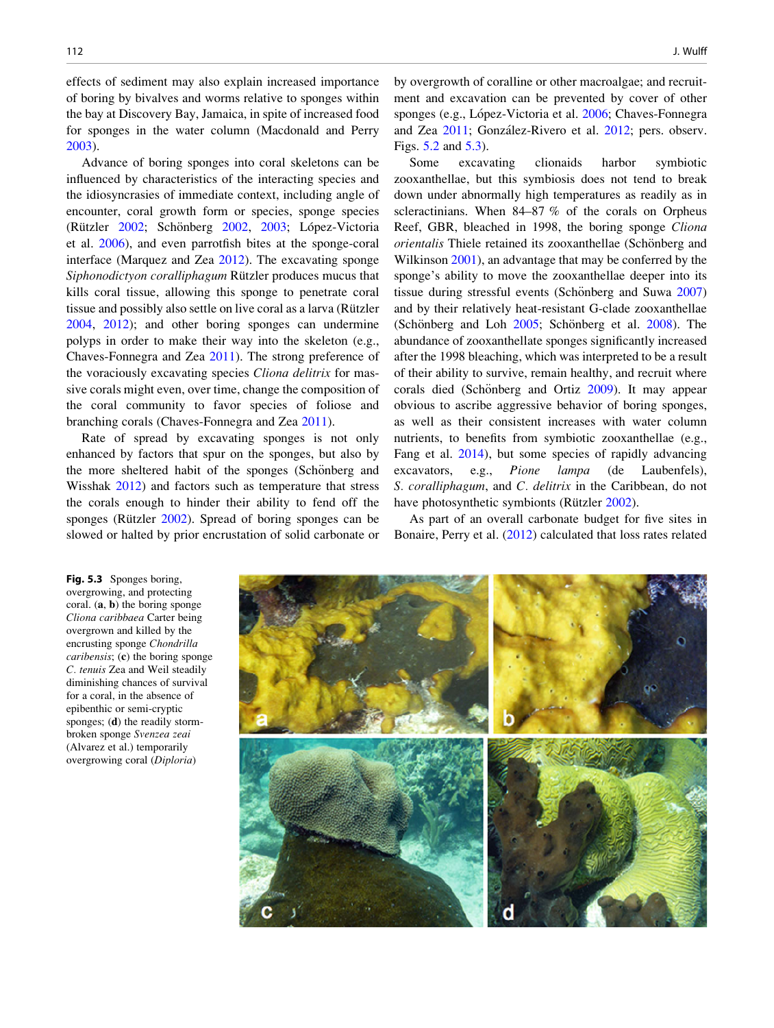effects of sediment may also explain increased importance of boring by bivalves and worms relative to sponges within the bay at Discovery Bay, Jamaica, in spite of increased food for sponges in the water column (Macdonald and Perry 2003).

Advance of boring sponges into coral skeletons can be influenced by characteristics of the interacting species and the idiosyncrasies of immediate context, including angle of encounter, coral growth form or species, sponge species (Rützler 2002; Schönberg 2002, 2003; López-Victoria et al. 2006), and even parrotfish bites at the sponge-coral interface (Marquez and Zea 2012). The excavating sponge *Siphonodictyon coralliphagum* Rützler produces mucus that kills coral tissue, allowing this sponge to penetrate coral tissue and possibly also settle on live coral as a larva (Rützler 2004, 2012); and other boring sponges can undermine polyps in order to make their way into the skeleton (e.g., Chaves-Fonnegra and Zea 2011). The strong preference of the voraciously excavating species *Cliona delitrix* for massive corals might even, over time, change the composition of the coral community to favor species of foliose and branching corals (Chaves-Fonnegra and Zea 2011).

Rate of spread by excavating sponges is not only enhanced by factors that spur on the sponges, but also by the more sheltered habit of the sponges (Schönberg and Wisshak 2012) and factors such as temperature that stress the corals enough to hinder their ability to fend off the sponges (Rützler 2002). Spread of boring sponges can be slowed or halted by prior encrustation of solid carbonate or by overgrowth of coralline or other macroalgae; and recruitment and excavation can be prevented by cover of other sponges (e.g., López-Victoria et al. 2006; Chaves-Fonnegra and Zea 2011; González-Rivero et al. 2012; pers. observ. Figs. 5.2 and 5.3).

Some excavating clionaids harbor symbiotic zooxanthellae, but this symbiosis does not tend to break down under abnormally high temperatures as readily as in scleractinians. When 84–87 % of the corals on Orpheus Reef, GBR, bleached in 1998, the boring sponge *Cliona orientalis* Thiele retained its zooxanthellae (Schönberg and Wilkinson 2001), an advantage that may be conferred by the sponge's ability to move the zooxanthellae deeper into its tissue during stressful events (Schönberg and Suwa 2007) and by their relatively heat-resistant G-clade zooxanthellae (Schönberg and Loh 2005; Schönberg et al. 2008). The abundance of zooxanthellate sponges significantly increased after the 1998 bleaching, which was interpreted to be a result of their ability to survive, remain healthy, and recruit where corals died (Schönberg and Ortiz 2009). It may appear obvious to ascribe aggressive behavior of boring sponges, as well as their consistent increases with water column nutrients, to benefits from symbiotic zooxanthellae (e.g., Fang et al. 2014), but some species of rapidly advancing excavators, e.g., *Pione lampa* (de Laubenfels), *S. coralliphagum*, and *C. delitrix* in the Caribbean, do not have photosynthetic symbionts (Rützler 2002).

As part of an overall carbonate budget for five sites in Bonaire, Perry et al. (2012) calculated that loss rates related

**Fig. 5.3** Sponges boring, overgrowing, and protecting coral. (**a**, **b**) the boring sponge *Cliona caribbaea* Carter being overgrown and killed by the encrusting sponge *Chondrilla caribensis*; (**c**) the boring sponge *C. tenuis* Zea and Weil steadily diminishing chances of survival for a coral, in the absence of epibenthic or semi-cryptic sponges; (**d**) the readily storm-broken sponge *Svenzea zeai* (Alvarez et al.) temporarily overgrowing coral (*Diploria*)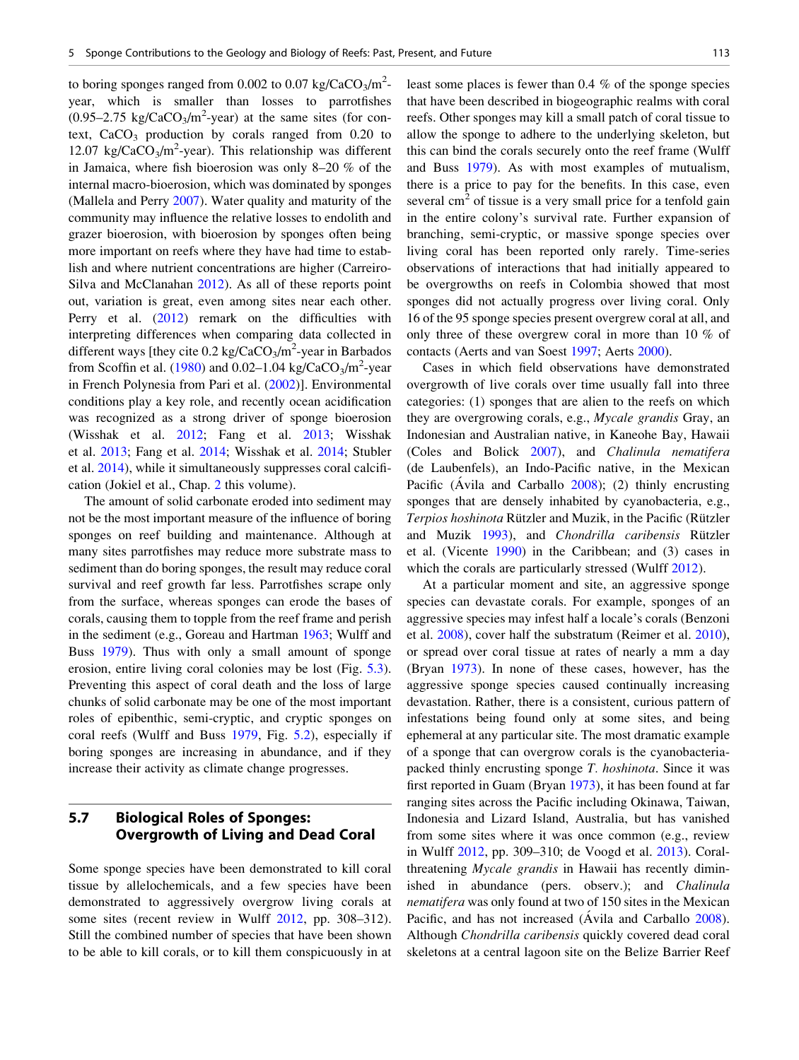to boring sponges ranged from 0.002 to 0.07 kg/$CaCO_3$/$m^2$-year, which is smaller than losses to parrotfishes (0.95–2.75 kg/$CaCO_3$/$m^2$-year) at the same sites (for context, $CaCO_3$ production by corals ranged from 0.20 to 12.07 kg/$CaCO_3$/$m^2$-year). This relationship was different in Jamaica, where fish bioerosion was only 8–20 % of the internal macro-bioerosion, which was dominated by sponges (Mallela and Perry 2007). Water quality and maturity of the community may influence the relative losses to endolith and grazer bioerosion, with bioerosion by sponges often being more important on reefs where they have had time to establish and where nutrient concentrations are higher (Carreiro-Silva and McClanahan 2012). As all of these reports point out, variation is great, even among sites near each other. Perry et al. (2012) remark on the difficulties with interpreting differences when comparing data collected in different ways [they cite 0.2 kg/$CaCO_3$/$m^2$-year in Barbados from Scoffin et al. (1980) and 0.02–1.04 kg/$CaCO_3$/$m^2$-year in French Polynesia from Pari et al. (2002)]. Environmental conditions play a key role, and recently ocean acidification was recognized as a strong driver of sponge bioerosion (Wisshak et al. 2012; Fang et al. 2013; Wisshak et al. 2013; Fang et al. 2014; Wisshak et al. 2014; Stubler et al. 2014), while it simultaneously suppresses coral calcification (Jokiel et al., Chap. 2 this volume).

The amount of solid carbonate eroded into sediment may not be the most important measure of the influence of boring sponges on reef building and maintenance. Although at many sites parrotfishes may reduce more substrate mass to sediment than do boring sponges, the result may reduce coral survival and reef growth far less. Parrotfishes scrape only from the surface, whereas sponges can erode the bases of corals, causing them to topple from the reef frame and perish in the sediment (e.g., Goreau and Hartman 1963; Wulff and Buss 1979). Thus with only a small amount of sponge erosion, entire living coral colonies may be lost (Fig. 5.3). Preventing this aspect of coral death and the loss of large chunks of solid carbonate may be one of the most important roles of epibenthic, semi-cryptic, and cryptic sponges on coral reefs (Wulff and Buss 1979, Fig. 5.2), especially if boring sponges are increasing in abundance, and if they increase their activity as climate change progresses.

## 5.7 Biological Roles of Sponges: Overgrowth of Living and Dead Coral

Some sponge species have been demonstrated to kill coral tissue by allelochemicals, and a few species have been demonstrated to aggressively overgrow living corals at some sites (recent review in Wulff 2012, pp. 308–312). Still the combined number of species that have been shown to be able to kill corals, or to kill them conspicuously in at least some places is fewer than 0.4 % of the sponge species that have been described in biogeographic realms with coral reefs. Other sponges may kill a small patch of coral tissue to allow the sponge to adhere to the underlying skeleton, but this can bind the corals securely onto the reef frame (Wulff and Buss 1979). As with most examples of mutualism, there is a price to pay for the benefits. In this case, even several $cm^2$ of tissue is a very small price for a tenfold gain in the entire colony's survival rate. Further expansion of branching, semi-cryptic, or massive sponge species over living coral has been reported only rarely. Time-series observations of interactions that had initially appeared to be overgrowths on reefs in Colombia showed that most sponges did not actually progress over living coral. Only 16 of the 95 sponge species present overgrew coral at all, and only three of these overgrew coral in more than 10 % of contacts (Aerts and van Soest 1997; Aerts 2000).

Cases in which field observations have demonstrated overgrowth of live corals over time usually fall into three categories: (1) sponges that are alien to the reefs on which they are overgrowing corals, e.g., *Mycale grandis* Gray, an Indonesian and Australian native, in Kaneohe Bay, Hawaii (Coles and Bolick 2007), and *Chalinula nematifera* (de Laubenfels), an Indo-Pacific native, in the Mexican Pacific (Ávila and Carballo 2008); (2) thinly encrusting sponges that are densely inhabited by cyanobacteria, e.g., *Terpios hoshinota* Rützler and Muzik, in the Pacific (Rützler and Muzik 1993), and *Chondrilla caribensis* Rützler et al. (Vicente 1990) in the Caribbean; and (3) cases in which the corals are particularly stressed (Wulff 2012).

At a particular moment and site, an aggressive sponge species can devastate corals. For example, sponges of an aggressive species may infest half a locale's corals (Benzoni et al. 2008), cover half the substratum (Reimer et al. 2010), or spread over coral tissue at rates of nearly a mm a day (Bryan 1973). In none of these cases, however, has the aggressive sponge species caused continually increasing devastation. Rather, there is a consistent, curious pattern of infestations being found only at some sites, and being ephemeral at any particular site. The most dramatic example of a sponge that can overgrow corals is the cyanobacteria-packed thinly encrusting sponge *T. hoshinota*. Since it was first reported in Guam (Bryan 1973), it has been found at far ranging sites across the Pacific including Okinawa, Taiwan, Indonesia and Lizard Island, Australia, but has vanished from some sites where it was once common (e.g., review in Wulff 2012, pp. 309–310; de Voogd et al. 2013). Coral-threatening *Mycale grandis* in Hawaii has recently diminished in abundance (pers. observ.); and *Chalinula nematifera* was only found at two of 150 sites in the Mexican Pacific, and has not increased (Ávila and Carballo 2008). Although *Chondrilla caribensis* quickly covered dead coral skeletons at a central lagoon site on the Belize Barrier Reef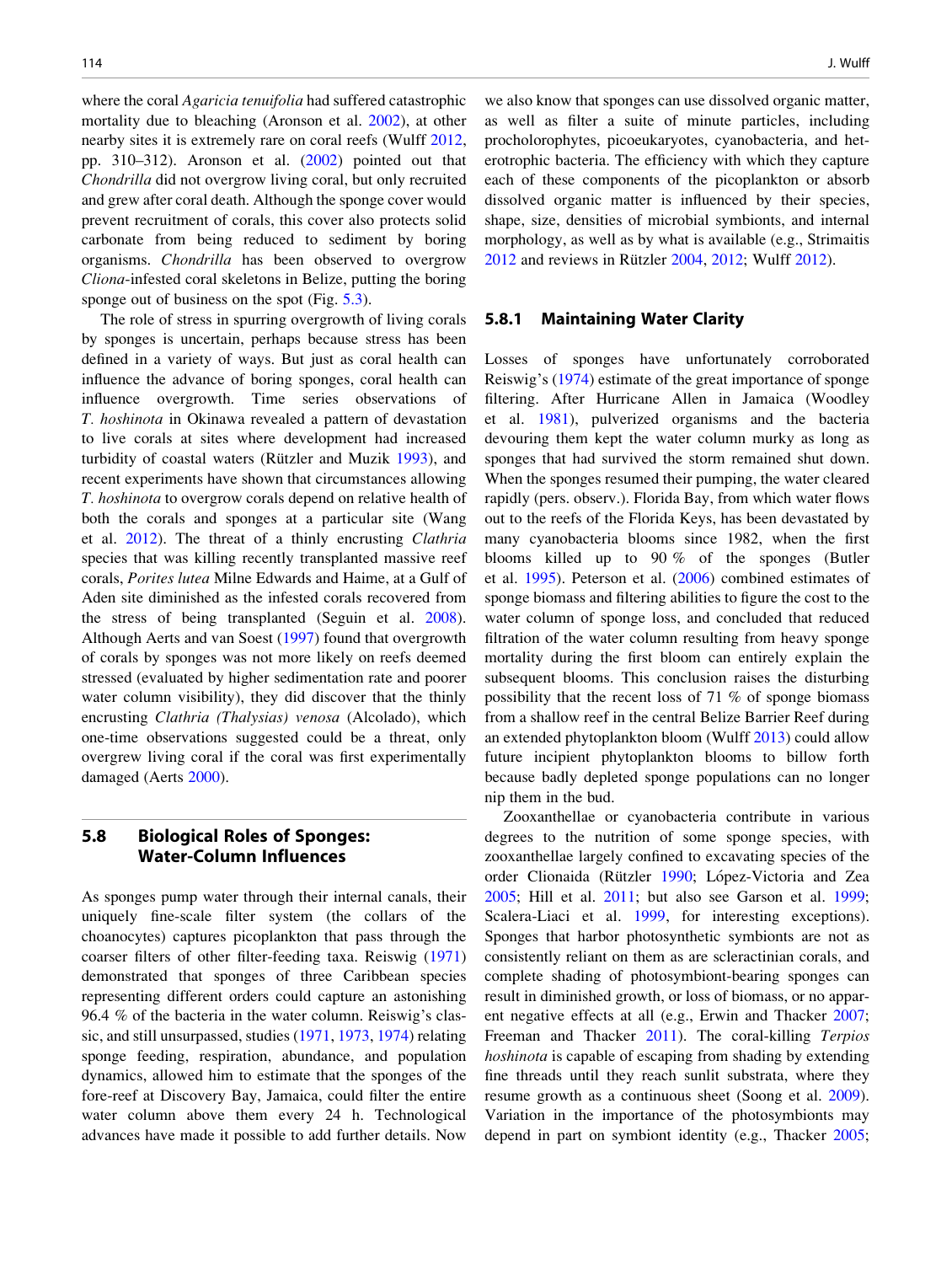where the coral *Agaricia tenuifolia* had suffered catastrophic mortality due to bleaching (Aronson et al. 2002), at other nearby sites it is extremely rare on coral reefs (Wulff 2012, pp. 310–312). Aronson et al. (2002) pointed out that *Chondrilla* did not overgrow living coral, but only recruited and grew after coral death. Although the sponge cover would prevent recruitment of corals, this cover also protects solid carbonate from being reduced to sediment by boring organisms. *Chondrilla* has been observed to overgrow *Cliona*-infested coral skeletons in Belize, putting the boring sponge out of business on the spot (Fig. 5.3).

The role of stress in spurring overgrowth of living corals by sponges is uncertain, perhaps because stress has been defined in a variety of ways. But just as coral health can influence the advance of boring sponges, coral health can influence overgrowth. Time series observations of *T. hoshinota* in Okinawa revealed a pattern of devastation to live corals at sites where development had increased turbidity of coastal waters (Rützler and Muzik 1993), and recent experiments have shown that circumstances allowing *T. hoshinota* to overgrow corals depend on relative health of both the corals and sponges at a particular site (Wang et al. 2012). The threat of a thinly encrusting *Clathria* species that was killing recently transplanted massive reef corals, *Porites lutea* Milne Edwards and Haime, at a Gulf of Aden site diminished as the infested corals recovered from the stress of being transplanted (Seguin et al. 2008). Although Aerts and van Soest (1997) found that overgrowth of corals by sponges was not more likely on reefs deemed stressed (evaluated by higher sedimentation rate and poorer water column visibility), they did discover that the thinly encrusting *Clathria (Thalysias) venosa* (Alcolado), which one-time observations suggested could be a threat, only overgrew living coral if the coral was first experimentally damaged (Aerts 2000).

## 5.8 Biological Roles of Sponges: Water-Column Influences

As sponges pump water through their internal canals, their uniquely fine-scale filter system (the collars of the choanocytes) captures picoplankton that pass through the coarser filters of other filter-feeding taxa. Reiswig (1971) demonstrated that sponges of three Caribbean species representing different orders could capture an astonishing 96.4 % of the bacteria in the water column. Reiswig's classic, and still unsurpassed, studies (1971, 1973, 1974) relating sponge feeding, respiration, abundance, and population dynamics, allowed him to estimate that the sponges of the fore-reef at Discovery Bay, Jamaica, could filter the entire water column above them every 24 h. Technological advances have made it possible to add further details. Now we also know that sponges can use dissolved organic matter, as well as filter a suite of minute particles, including procholorophytes, picoeukaryotes, cyanobacteria, and heterotrophic bacteria. The efficiency with which they capture each of these components of the picoplankton or absorb dissolved organic matter is influenced by their species, shape, size, densities of microbial symbionts, and internal morphology, as well as by what is available (e.g., Strimaitis 2012 and reviews in Rützler 2004, 2012; Wulff 2012).

### 5.8.1 Maintaining Water Clarity

Losses of sponges have unfortunately corroborated Reiswig's (1974) estimate of the great importance of sponge filtering. After Hurricane Allen in Jamaica (Woodley et al. 1981), pulverized organisms and the bacteria devouring them kept the water column murky as long as sponges that had survived the storm remained shut down. When the sponges resumed their pumping, the water cleared rapidly (pers. observ.). Florida Bay, from which water flows out to the reefs of the Florida Keys, has been devastated by many cyanobacteria blooms since 1982, when the first blooms killed up to 90 % of the sponges (Butler et al. 1995). Peterson et al. (2006) combined estimates of sponge biomass and filtering abilities to figure the cost to the water column of sponge loss, and concluded that reduced filtration of the water column resulting from heavy sponge mortality during the first bloom can entirely explain the subsequent blooms. This conclusion raises the disturbing possibility that the recent loss of 71 % of sponge biomass from a shallow reef in the central Belize Barrier Reef during an extended phytoplankton bloom (Wulff 2013) could allow future incipient phytoplankton blooms to billow forth because badly depleted sponge populations can no longer nip them in the bud.

Zooxanthellae or cyanobacteria contribute in various degrees to the nutrition of some sponge species, with zooxanthellae largely confined to excavating species of the order Clionaida (Rützler 1990; López-Victoria and Zea 2005; Hill et al. 2011; but also see Garson et al. 1999; Scalera-Liaci et al. 1999, for interesting exceptions). Sponges that harbor photosynthetic symbionts are not as consistently reliant on them as are scleractinian corals, and complete shading of photosymbiont-bearing sponges can result in diminished growth, or loss of biomass, or no apparent negative effects at all (e.g., Erwin and Thacker 2007; Freeman and Thacker 2011). The coral-killing *Terpios hoshinota* is capable of escaping from shading by extending fine threads until they reach sunlit substrata, where they resume growth as a continuous sheet (Soong et al. 2009). Variation in the importance of the photosymbionts may depend in part on symbiont identity (e.g., Thacker 2005;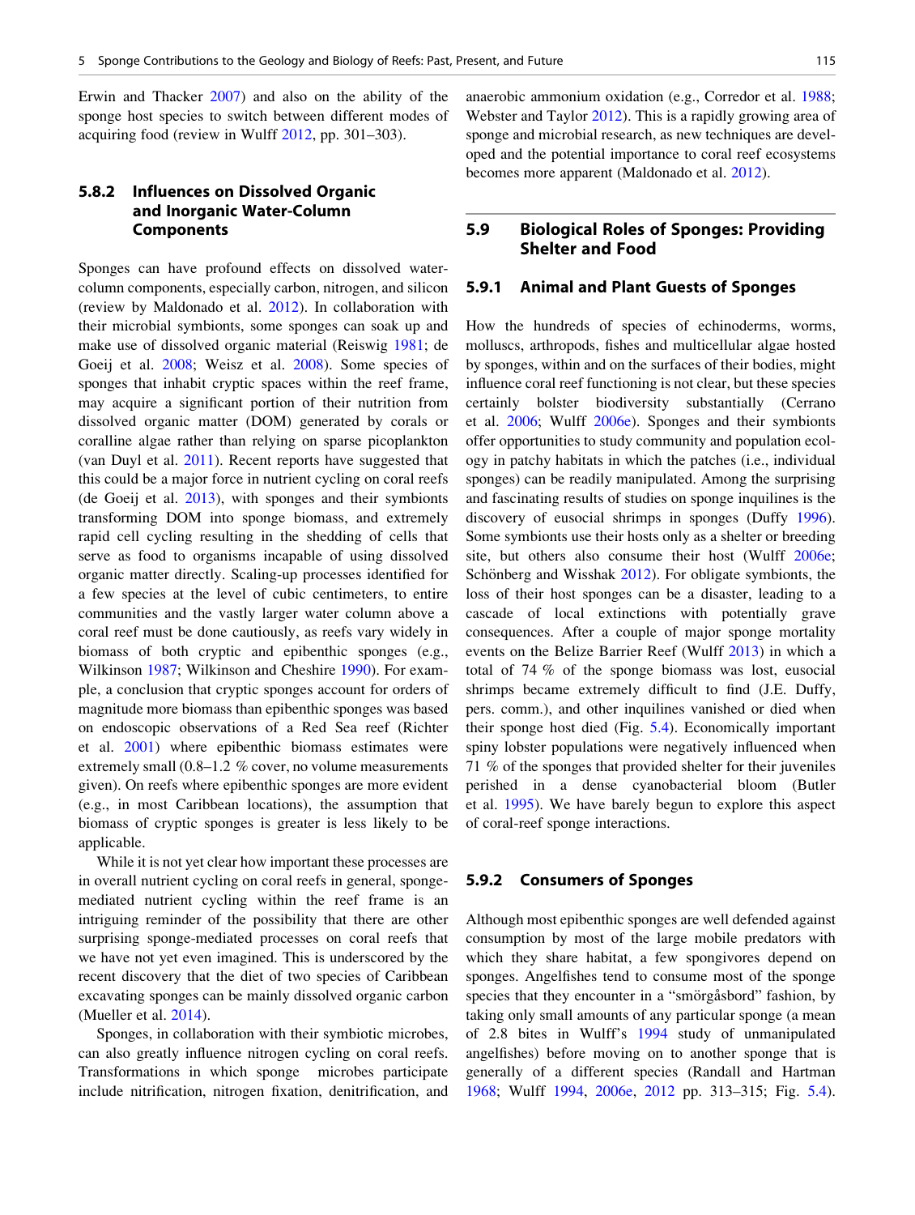Erwin and Thacker 2007) and also on the ability of the sponge host species to switch between different modes of acquiring food (review in Wulff 2012, pp. 301–303).

### 5.8.2 Influences on Dissolved Organic and Inorganic Water-Column Components

Sponges can have profound effects on dissolved water-column components, especially carbon, nitrogen, and silicon (review by Maldonado et al. 2012). In collaboration with their microbial symbionts, some sponges can soak up and make use of dissolved organic material (Reiswig 1981; de Goeij et al. 2008; Weisz et al. 2008). Some species of sponges that inhabit cryptic spaces within the reef frame, may acquire a significant portion of their nutrition from dissolved organic matter (DOM) generated by corals or coralline algae rather than relying on sparse picoplankton (van Duyl et al. 2011). Recent reports have suggested that this could be a major force in nutrient cycling on coral reefs (de Goeij et al. 2013), with sponges and their symbionts transforming DOM into sponge biomass, and extremely rapid cell cycling resulting in the shedding of cells that serve as food to organisms incapable of using dissolved organic matter directly. Scaling-up processes identified for a few species at the level of cubic centimeters, to entire communities and the vastly larger water column above a coral reef must be done cautiously, as reefs vary widely in biomass of both cryptic and epibenthic sponges (e.g., Wilkinson 1987; Wilkinson and Cheshire 1990). For example, a conclusion that cryptic sponges account for orders of magnitude more biomass than epibenthic sponges was based on endoscopic observations of a Red Sea reef (Richter et al. 2001) where epibenthic biomass estimates were extremely small (0.8–1.2 % cover, no volume measurements given). On reefs where epibenthic sponges are more evident (e.g., in most Caribbean locations), the assumption that biomass of cryptic sponges is greater is less likely to be applicable.

While it is not yet clear how important these processes are in overall nutrient cycling on coral reefs in general, sponge-mediated nutrient cycling within the reef frame is an intriguing reminder of the possibility that there are other surprising sponge-mediated processes on coral reefs that we have not yet even imagined. This is underscored by the recent discovery that the diet of two species of Caribbean excavating sponges can be mainly dissolved organic carbon (Mueller et al. 2014).

Sponges, in collaboration with their symbiotic microbes, can also greatly influence nitrogen cycling on coral reefs. Transformations in which sponge microbes participate include nitrification, nitrogen fixation, denitrification, and anaerobic ammonium oxidation (e.g., Corredor et al. 1988; Webster and Taylor 2012). This is a rapidly growing area of sponge and microbial research, as new techniques are developed and the potential importance to coral reef ecosystems becomes more apparent (Maldonado et al. 2012).

## 5.9 Biological Roles of Sponges: Providing Shelter and Food

### 5.9.1 Animal and Plant Guests of Sponges

How the hundreds of species of echinoderms, worms, molluscs, arthropods, fishes and multicellular algae hosted by sponges, within and on the surfaces of their bodies, might influence coral reef functioning is not clear, but these species certainly bolster biodiversity substantially (Cerrano et al. 2006; Wulff 2006e). Sponges and their symbionts offer opportunities to study community and population ecology in patchy habitats in which the patches (i.e., individual sponges) can be readily manipulated. Among the surprising and fascinating results of studies on sponge inquilines is the discovery of eusocial shrimps in sponges (Duffy 1996). Some symbionts use their hosts only as a shelter or breeding site, but others also consume their host (Wulff 2006e; Schönberg and Wisshak 2012). For obligate symbionts, the loss of their host sponges can be a disaster, leading to a cascade of local extinctions with potentially grave consequences. After a couple of major sponge mortality events on the Belize Barrier Reef (Wulff 2013) in which a total of 74 % of the sponge biomass was lost, eusocial shrimps became extremely difficult to find (J.E. Duffy, pers. comm.), and other inquilines vanished or died when their sponge host died (Fig. 5.4). Economically important spiny lobster populations were negatively influenced when 71 % of the sponges that provided shelter for their juveniles perished in a dense cyanobacterial bloom (Butler et al. 1995). We have barely begun to explore this aspect of coral-reef sponge interactions.

### 5.9.2 Consumers of Sponges

Although most epibenthic sponges are well defended against consumption by most of the large mobile predators with which they share habitat, a few spongivores depend on sponges. Angelfishes tend to consume most of the sponge species that they encounter in a "smörgåsbord" fashion, by taking only small amounts of any particular sponge (a mean of 2.8 bites in Wulff's 1994 study of unmanipulated angelfishes) before moving on to another sponge that is generally of a different species (Randall and Hartman 1968; Wulff 1994, 2006e, 2012 pp. 313–315; Fig. 5.4).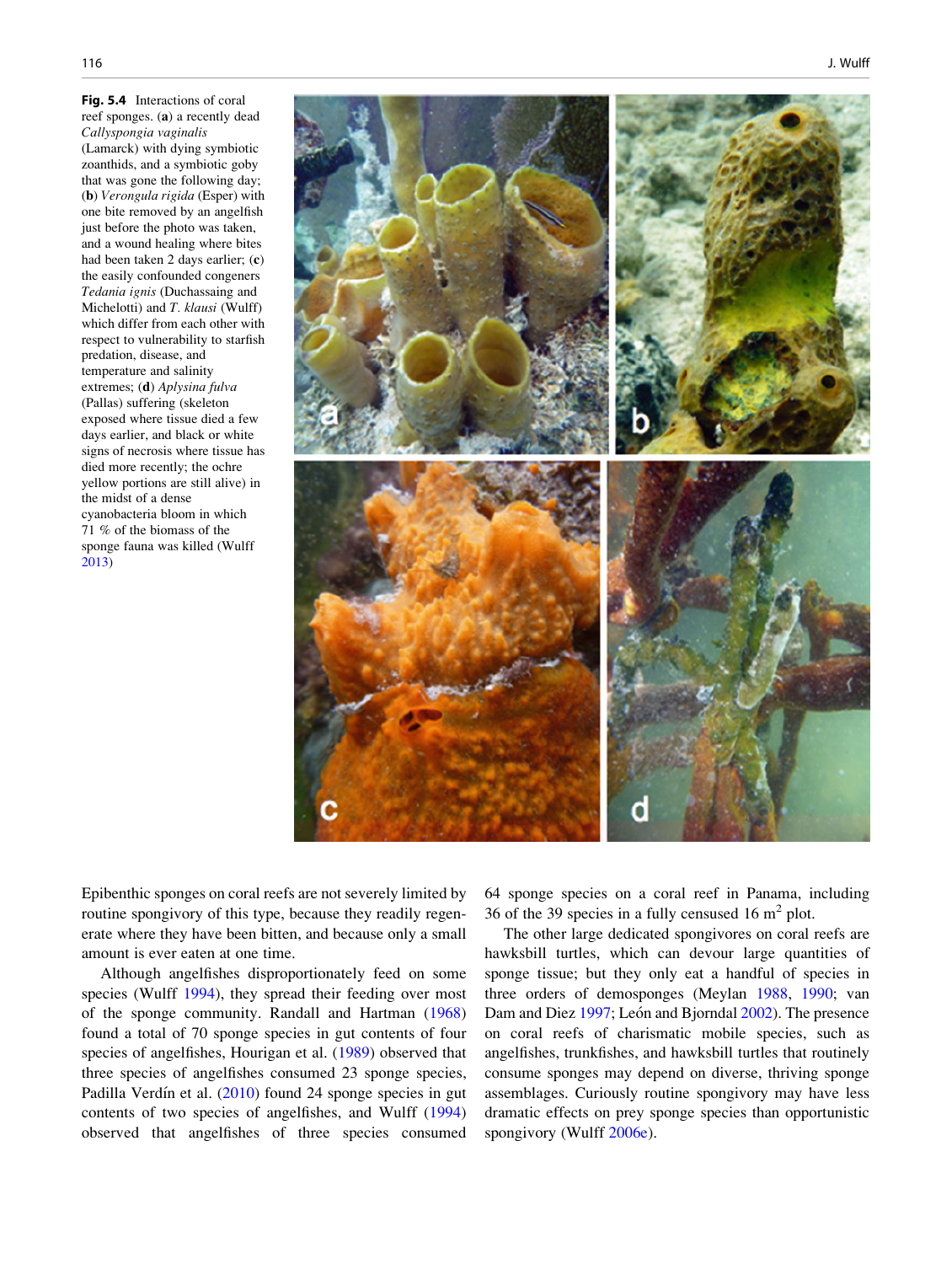**Fig. 5.4** Interactions of coral reef sponges. (**a**) a recently dead *Callyspongia vaginalis* (Lamarck) with dying symbiotic zoanthids, and a symbiotic goby that was gone the following day; (**b**) *Verongula rigida* (Esper) with one bite removed by an angelfish just before the photo was taken, and a wound healing where bites had been taken 2 days earlier; (**c**) the easily confounded congeners *Tedania ignis* (Duchassaing and Michelotti) and *T. klausi* (Wulff) which differ from each other with respect to vulnerability to starfish predation, disease, and temperature and salinity extremes; (**d**) *Aplysina fulva* (Pallas) suffering (skeleton exposed where tissue died a few days earlier, and black or white signs of necrosis where tissue has died more recently; the ochre yellow portions are still alive) in the midst of a dense cyanobacteria bloom in which 71 % of the biomass of the sponge fauna was killed (Wulff 2013)

Epibenthic sponges on coral reefs are not severely limited by routine spongivory of this type, because they readily regenerate where they have been bitten, and because only a small amount is ever eaten at one time.

Although angelfishes disproportionately feed on some species (Wulff 1994), they spread their feeding over most of the sponge community. Randall and Hartman (1968) found a total of 70 sponge species in gut contents of four species of angelfishes, Hourigan et al. (1989) observed that three species of angelfishes consumed 23 sponge species, Padilla Verdín et al. (2010) found 24 sponge species in gut contents of two species of angelfishes, and Wulff (1994) observed that angelfishes of three species consumed 64 sponge species on a coral reef in Panama, including 36 of the 39 species in a fully censused 16 m$^2$ plot.

The other large dedicated spongivores on coral reefs are hawksbill turtles, which can devour large quantities of sponge tissue; but they only eat a handful of species in three orders of demosponges (Meylan 1988, 1990; van Dam and Diez 1997; León and Bjorndal 2002). The presence on coral reefs of charismatic mobile species, such as angelfishes, trunkfishes, and hawksbill turtles that routinely consume sponges may depend on diverse, thriving sponge assemblages. Curiously routine spongivory may have less dramatic effects on prey sponge species than opportunistic spongivory (Wulff 2006e).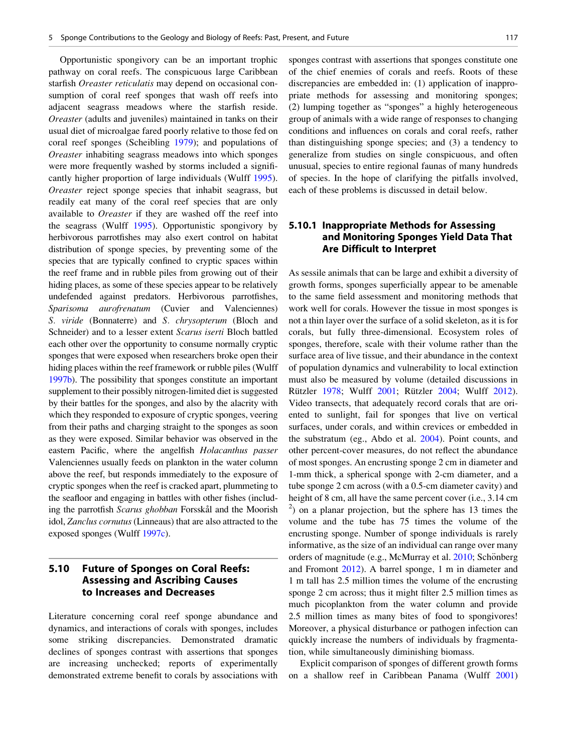Opportunistic spongivory can be an important trophic pathway on coral reefs. The conspicuous large Caribbean starfish *Oreaster reticulatis* may depend on occasional consumption of coral reef sponges that wash off reefs into adjacent seagrass meadows where the starfish reside. *Oreaster* (adults and juveniles) maintained in tanks on their usual diet of microalgae fared poorly relative to those fed on coral reef sponges (Scheibling 1979); and populations of *Oreaster* inhabiting seagrass meadows into which sponges were more frequently washed by storms included a significantly higher proportion of large individuals (Wulff 1995). *Oreaster* reject sponge species that inhabit seagrass, but readily eat many of the coral reef species that are only available to *Oreaster* if they are washed off the reef into the seagrass (Wulff 1995). Opportunistic spongivory by herbivorous parrotfishes may also exert control on habitat distribution of sponge species, by preventing some of the species that are typically confined to cryptic spaces within the reef frame and in rubble piles from growing out of their hiding places, as some of these species appear to be relatively undefended against predators. Herbivorous parrotfishes, *Sparisoma aurofrenatum* (Cuvier and Valenciennes) *S. viride* (Bonnaterre) and *S. chrysopterum* (Bloch and Schneider) and to a lesser extent *Scarus iserti* Bloch battled each other over the opportunity to consume normally cryptic sponges that were exposed when researchers broke open their hiding places within the reef framework or rubble piles (Wulff 1997b). The possibility that sponges constitute an important supplement to their possibly nitrogen-limited diet is suggested by their battles for the sponges, and also by the alacrity with which they responded to exposure of cryptic sponges, veering from their paths and charging straight to the sponges as soon as they were exposed. Similar behavior was observed in the eastern Pacific, where the angelfish *Holacanthus passer* Valenciennes usually feeds on plankton in the water column above the reef, but responds immediately to the exposure of cryptic sponges when the reef is cracked apart, plummeting to the seafloor and engaging in battles with other fishes (including the parrotfish *Scarus ghobban* Forsskål and the Moorish idol, *Zanclus cornutus* (Linneaus) that are also attracted to the exposed sponges (Wulff 1997c).

## 5.10 Future of Sponges on Coral Reefs: Assessing and Ascribing Causes to Increases and Decreases

Literature concerning coral reef sponge abundance and dynamics, and interactions of corals with sponges, includes some striking discrepancies. Demonstrated dramatic declines of sponges contrast with assertions that sponges are increasing unchecked; reports of experimentally demonstrated extreme benefit to corals by associations with sponges contrast with assertions that sponges constitute one of the chief enemies of corals and reefs. Roots of these discrepancies are embedded in: (1) application of inappropriate methods for assessing and monitoring sponges; (2) lumping together as "sponges" a highly heterogeneous group of animals with a wide range of responses to changing conditions and influences on corals and coral reefs, rather than distinguishing sponge species; and (3) a tendency to generalize from studies on single conspicuous, and often unusual, species to entire regional faunas of many hundreds of species. In the hope of clarifying the pitfalls involved, each of these problems is discussed in detail below.

### 5.10.1 Inappropriate Methods for Assessing and Monitoring Sponges Yield Data That Are Difficult to Interpret

As sessile animals that can be large and exhibit a diversity of growth forms, sponges superficially appear to be amenable to the same field assessment and monitoring methods that work well for corals. However the tissue in most sponges is not a thin layer over the surface of a solid skeleton, as it is for corals, but fully three-dimensional. Ecosystem roles of sponges, therefore, scale with their volume rather than the surface area of live tissue, and their abundance in the context of population dynamics and vulnerability to local extinction must also be measured by volume (detailed discussions in Rützler 1978; Wulff 2001; Rützler 2004; Wulff 2012). Video transects, that adequately record corals that are oriented to sunlight, fail for sponges that live on vertical surfaces, under corals, and within crevices or embedded in the substratum (eg., Abdo et al. 2004). Point counts, and other percent-cover measures, do not reflect the abundance of most sponges. An encrusting sponge 2 cm in diameter and 1-mm thick, a spherical sponge with 2-cm diameter, and a tube sponge 2 cm across (with a 0.5-cm diameter cavity) and height of 8 cm, all have the same percent cover (i.e., 3.14 $cm^2$) on a planar projection, but the sphere has 13 times the volume and the tube has 75 times the volume of the encrusting sponge. Number of sponge individuals is rarely informative, as the size of an individual can range over many orders of magnitude (e.g., McMurray et al. 2010; Schönberg and Fromont 2012). A barrel sponge, 1 m in diameter and 1 m tall has 2.5 million times the volume of the encrusting sponge 2 cm across; thus it might filter 2.5 million times as much picoplankton from the water column and provide 2.5 million times as many bites of food to spongivores! Moreover, a physical disturbance or pathogen infection can quickly increase the numbers of individuals by fragmentation, while simultaneously diminishing biomass.

Explicit comparison of sponges of different growth forms on a shallow reef in Caribbean Panama (Wulff 2001)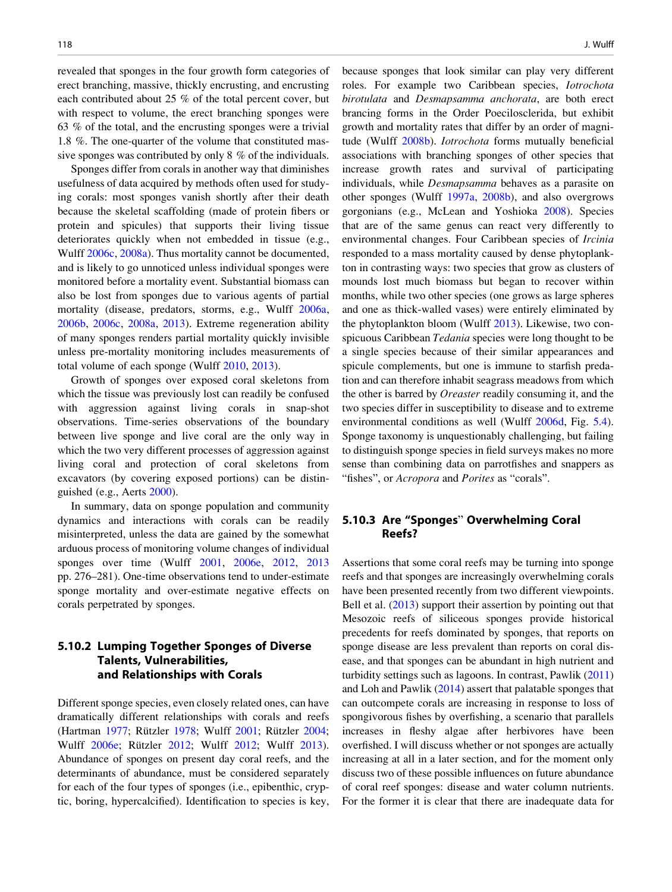revealed that sponges in the four growth form categories of erect branching, massive, thickly encrusting, and encrusting each contributed about 25 % of the total percent cover, but with respect to volume, the erect branching sponges were 63 % of the total, and the encrusting sponges were a trivial 1.8 %. The one-quarter of the volume that constituted massive sponges was contributed by only 8 % of the individuals.

Sponges differ from corals in another way that diminishes usefulness of data acquired by methods often used for studying corals: most sponges vanish shortly after their death because the skeletal scaffolding (made of protein fibers or protein and spicules) that supports their living tissue deteriorates quickly when not embedded in tissue (e.g., Wulff 2006c, 2008a). Thus mortality cannot be documented, and is likely to go unnoticed unless individual sponges were monitored before a mortality event. Substantial biomass can also be lost from sponges due to various agents of partial mortality (disease, predators, storms, e.g., Wulff 2006a, 2006b, 2006c, 2008a, 2013). Extreme regeneration ability of many sponges renders partial mortality quickly invisible unless pre-mortality monitoring includes measurements of total volume of each sponge (Wulff 2010, 2013).

Growth of sponges over exposed coral skeletons from which the tissue was previously lost can readily be confused with aggression against living corals in snap-shot observations. Time-series observations of the boundary between live sponge and live coral are the only way in which the two very different processes of aggression against living coral and protection of coral skeletons from excavators (by covering exposed portions) can be distinguished (e.g., Aerts 2000).

In summary, data on sponge population and community dynamics and interactions with corals can be readily misinterpreted, unless the data are gained by the somewhat arduous process of monitoring volume changes of individual sponges over time (Wulff 2001, 2006e, 2012, 2013 pp. 276–281). One-time observations tend to under-estimate sponge mortality and over-estimate negative effects on corals perpetrated by sponges.

### 5.10.2 Lumping Together Sponges of Diverse Talents, Vulnerabilities, and Relationships with Corals

Different sponge species, even closely related ones, can have dramatically different relationships with corals and reefs (Hartman 1977; Rützler 1978; Wulff 2001; Rützler 2004; Wulff 2006e; Rützler 2012; Wulff 2012; Wulff 2013). Abundance of sponges on present day coral reefs, and the determinants of abundance, must be considered separately for each of the four types of sponges (i.e., epibenthic, cryptic, boring, hypercalcified). Identification to species is key, because sponges that look similar can play very different roles. For example two Caribbean species, *Iotrochota birotulata* and *Desmapsamma anchorata*, are both erect branching forms in the Order Poecilosclerida, but exhibit growth and mortality rates that differ by an order of magnitude (Wulff 2008b). *Iotrochota* forms mutually beneficial associations with branching sponges of other species that increase growth rates and survival of participating individuals, while *Desmapsamma* behaves as a parasite on other sponges (Wulff 1997a, 2008b), and also overgrows gorgonians (e.g., McLean and Yoshioka 2008). Species that are of the same genus can react very differently to environmental changes. Four Caribbean species of *Ircinia* responded to a mass mortality caused by dense phytoplankton in contrasting ways: two species that grow as clusters of mounds lost much biomass but began to recover within months, while two other species (one grows as large spheres and one as thick-walled vases) were entirely eliminated by the phytoplankton bloom (Wulff 2013). Likewise, two conspicuous Caribbean *Tedania* species were long thought to be a single species because of their similar appearances and spicule complements, but one is immune to starfish predation and can therefore inhabit seagrass meadows from which the other is barred by *Oreaster* readily consuming it, and the two species differ in susceptibility to disease and to extreme environmental conditions as well (Wulff 2006d, Fig. 5.4). Sponge taxonomy is unquestionably challenging, but failing to distinguish sponge species in field surveys makes no more sense than combining data on parrotfishes and snappers as "fishes", or *Acropora* and *Porites* as "corals".

### 5.10.3 Are "Sponges" Overwhelming Coral Reefs?

Assertions that some coral reefs may be turning into sponge reefs and that sponges are increasingly overwhelming corals have been presented recently from two different viewpoints. Bell et al. (2013) support their assertion by pointing out that Mesozoic reefs of siliceous sponges provide historical precedents for reefs dominated by sponges, that reports on sponge disease are less prevalent than reports on coral disease, and that sponges can be abundant in high nutrient and turbidity settings such as lagoons. In contrast, Pawlik (2011) and Loh and Pawlik (2014) assert that palatable sponges that can outcompete corals are increasing in response to loss of spongivorous fishes by overfishing, a scenario that parallels increases in fleshy algae after herbivores have been overfished. I will discuss whether or not sponges are actually increasing at all in a later section, and for the moment only discuss two of these possible influences on future abundance of coral reef sponges: disease and water column nutrients. For the former it is clear that there are inadequate data for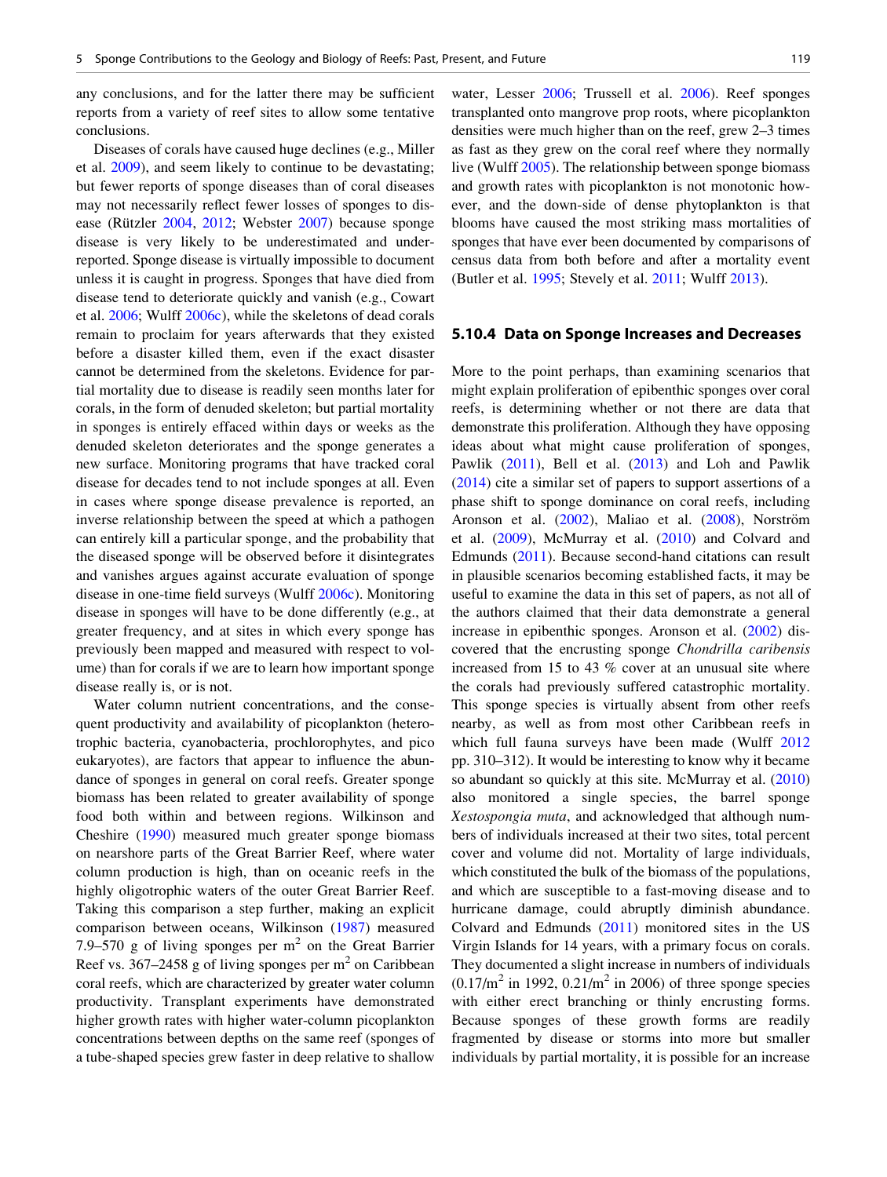any conclusions, and for the latter there may be sufficient reports from a variety of reef sites to allow some tentative conclusions.

Diseases of corals have caused huge declines (e.g., Miller et al. 2009), and seem likely to continue to be devastating; but fewer reports of sponge diseases than of coral diseases may not necessarily reflect fewer losses of sponges to disease (Rützler 2004, 2012; Webster 2007) because sponge disease is very likely to be underestimated and under-reported. Sponge disease is virtually impossible to document unless it is caught in progress. Sponges that have died from disease tend to deteriorate quickly and vanish (e.g., Cowart et al. 2006; Wulff 2006c), while the skeletons of dead corals remain to proclaim for years afterwards that they existed before a disaster killed them, even if the exact disaster cannot be determined from the skeletons. Evidence for partial mortality due to disease is readily seen months later for corals, in the form of denuded skeleton; but partial mortality in sponges is entirely effaced within days or weeks as the denuded skeleton deteriorates and the sponge generates a new surface. Monitoring programs that have tracked coral disease for decades tend to not include sponges at all. Even in cases where sponge disease prevalence is reported, an inverse relationship between the speed at which a pathogen can entirely kill a particular sponge, and the probability that the diseased sponge will be observed before it disintegrates and vanishes argues against accurate evaluation of sponge disease in one-time field surveys (Wulff 2006c). Monitoring disease in sponges will have to be done differently (e.g., at greater frequency, and at sites in which every sponge has previously been mapped and measured with respect to volume) than for corals if we are to learn how important sponge disease really is, or is not.

Water column nutrient concentrations, and the consequent productivity and availability of picoplankton (heterotrophic bacteria, cyanobacteria, prochlorophytes, and pico eukaryotes), are factors that appear to influence the abundance of sponges in general on coral reefs. Greater sponge biomass has been related to greater availability of sponge food both within and between regions. Wilkinson and Cheshire (1990) measured much greater sponge biomass on nearshore parts of the Great Barrier Reef, where water column production is high, than on oceanic reefs in the highly oligotrophic waters of the outer Great Barrier Reef. Taking this comparison a step further, making an explicit comparison between oceans, Wilkinson (1987) measured 7.9–570 g of living sponges per $m^2$ on the Great Barrier Reef vs. 367–2458 g of living sponges per $m^2$ on Caribbean coral reefs, which are characterized by greater water column productivity. Transplant experiments have demonstrated higher growth rates with higher water-column picoplankton concentrations between depths on the same reef (sponges of a tube-shaped species grew faster in deep relative to shallow water, Lesser 2006; Trussell et al. 2006). Reef sponges transplanted onto mangrove prop roots, where picoplankton densities were much higher than on the reef, grew 2–3 times as fast as they grew on the coral reef where they normally live (Wulff 2005). The relationship between sponge biomass and growth rates with picoplankton is not monotonic however, and the down-side of dense phytoplankton is that blooms have caused the most striking mass mortalities of sponges that have ever been documented by comparisons of census data from both before and after a mortality event (Butler et al. 1995; Stevely et al. 2011; Wulff 2013).

### 5.10.4 Data on Sponge Increases and Decreases

More to the point perhaps, than examining scenarios that might explain proliferation of epibenthic sponges over coral reefs, is determining whether or not there are data that demonstrate this proliferation. Although they have opposing ideas about what might cause proliferation of sponges, Pawlik (2011), Bell et al. (2013) and Loh and Pawlik (2014) cite a similar set of papers to support assertions of a phase shift to sponge dominance on coral reefs, including Aronson et al. (2002), Maliao et al. (2008), Norström et al. (2009), McMurray et al. (2010) and Colvard and Edmunds (2011). Because second-hand citations can result in plausible scenarios becoming established facts, it may be useful to examine the data in this set of papers, as not all of the authors claimed that their data demonstrate a general increase in epibenthic sponges. Aronson et al. (2002) discovered that the encrusting sponge *Chondrilla caribensis* increased from 15 to 43 % cover at an unusual site where the corals had previously suffered catastrophic mortality. This sponge species is virtually absent from other reefs nearby, as well as from most other Caribbean reefs in which full fauna surveys have been made (Wulff 2012 pp. 310–312). It would be interesting to know why it became so abundant so quickly at this site. McMurray et al. (2010) also monitored a single species, the barrel sponge *Xestospongia muta*, and acknowledged that although numbers of individuals increased at their two sites, total percent cover and volume did not. Mortality of large individuals, which constituted the bulk of the biomass of the populations, and which are susceptible to a fast-moving disease and to hurricane damage, could abruptly diminish abundance. Colvard and Edmunds (2011) monitored sites in the US Virgin Islands for 14 years, with a primary focus on corals. They documented a slight increase in numbers of individuals ($0.17/m^2$ in 1992, $0.21/m^2$ in 2006) of three sponge species with either erect branching or thinly encrusting forms. Because sponges of these growth forms are readily fragmented by disease or storms into more but smaller individuals by partial mortality, it is possible for an increase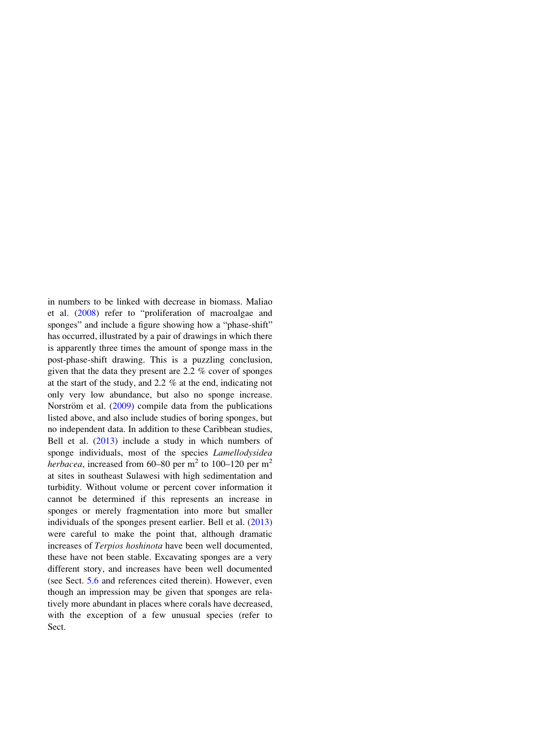in numbers to be linked with decrease in biomass. Maliao et al. (2008) refer to "proliferation of macroalgae and sponges" and include a figure showing how a "phase-shift" has occurred, illustrated by a pair of drawings in which there is apparently three times the amount of sponge mass in the post-phase-shift drawing. This is a puzzling conclusion, given that the data they present are 2.2 % cover of sponges at the start of the study, and 2.2 % at the end, indicating not only very low abundance, but also no sponge increase. Norström et al. (2009) compile data from the publications listed above, and also include studies of boring sponges, but no independent data. In addition to these Caribbean studies, Bell et al. (2013) include a study in which numbers of sponge individuals, most of the species *Lamellodysidea herbacea*, increased from 60–80 per $m^2$ to 100–120 per $m^2$ at sites in southeast Sulawesi with high sedimentation and turbidity. Without volume or percent cover information it cannot be determined if this represents an increase in sponges or merely fragmentation into more but smaller individuals of the sponges present earlier. Bell et al. (2013) were careful to make the point that, although dramatic increases of *Terpios hoshinota* have been well documented, these have not been stable. Excavating sponges are a very different story, and increases have been well documented (see Sect. 5.6 and references cited therein). However, even though an impression may be given that sponges are relatively more abundant in places where corals have decreased, with the exception of a few unusual species (refer to Sect.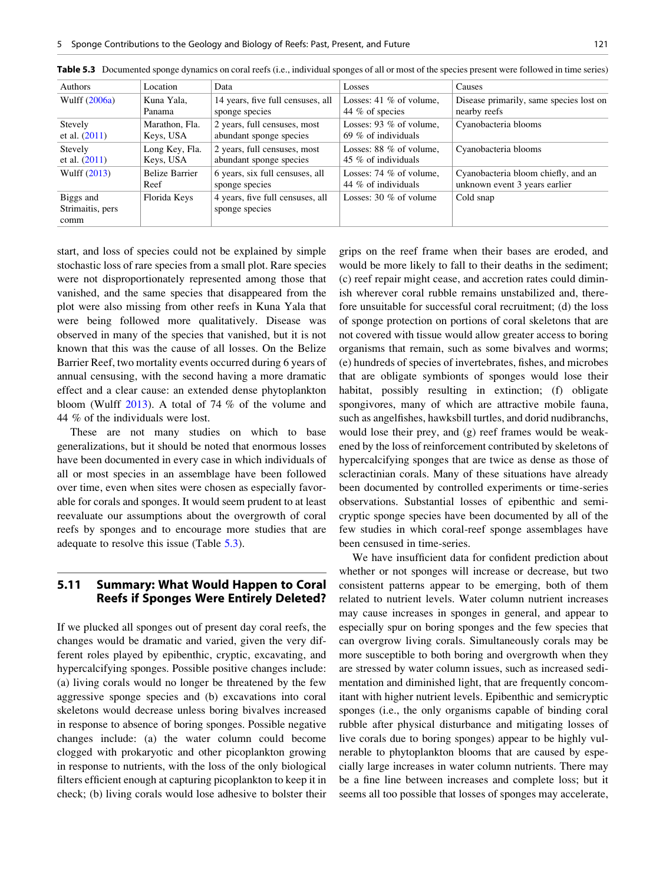Table 5.3 Documented sponge dynamics on coral reefs (i.e., individual sponges of all or most of the species present were followed in time series)

| Authors | Location | Data | Losses | Causes |
|---|---|---|---|---|
| Wulff (2006a) | Kuna Yala, Panama | 14 years, five full censuses, all sponge species | Losses: 41 % of volume, 44 % of species | Disease primarily, same species lost on nearby reefs |
| Stevely et al. (2011) | Marathon, Fla. Keys, USA | 2 years, full censuses, most abundant sponge species | Losses: 93 % of volume, 69 % of individuals | Cyanobacteria blooms |
| Stevely et al. (2011) | Long Key, Fla. Keys, USA | 2 years, full censuses, most abundant sponge species | Losses: 88 % of volume, 45 % of individuals | Cyanobacteria blooms |
| Wulff (2013) | Belize Barrier Reef | 6 years, six full censuses, all sponge species | Losses: 74 % of volume, 44 % of individuals | Cyanobacteria bloom chiefly, and an unknown event 3 years earlier |
| Biggs and Strimaitis, pers comm | Florida Keys | 4 years, five full censuses, all sponge species | Losses: 30 % of volume | Cold snap |

start, and loss of species could not be explained by simple stochastic loss of rare species from a small plot. Rare species were not disproportionately represented among those that vanished, and the same species that disappeared from the plot were also missing from other reefs in Kuna Yala that were being followed more qualitatively. Disease was observed in many of the species that vanished, but it is not known that this was the cause of all losses. On the Belize Barrier Reef, two mortality events occurred during 6 years of annual censusing, with the second having a more dramatic effect and a clear cause: an extended dense phytoplankton bloom (Wulff 2013). A total of 74 % of the volume and 44 % of the individuals were lost.

These are not many studies on which to base generalizations, but it should be noted that enormous losses have been documented in every case in which individuals of all or most species in an assemblage have been followed over time, even when sites were chosen as especially favorable for corals and sponges. It would seem prudent to at least reevaluate our assumptions about the overgrowth of coral reefs by sponges and to encourage more studies that are adequate to resolve this issue (Table 5.3).

## 5.11 Summary: What Would Happen to Coral Reefs if Sponges Were Entirely Deleted?

If we plucked all sponges out of present day coral reefs, the changes would be dramatic and varied, given the very different roles played by epibenthic, cryptic, excavating, and hypercalcifying sponges. Possible positive changes include: (a) living corals would no longer be threatened by the few aggressive sponge species and (b) excavations into coral skeletons would decrease unless boring bivalves increased in response to absence of boring sponges. Possible negative changes include: (a) the water column could become clogged with prokaryotic and other picoplankton growing in response to nutrients, with the loss of the only biological filters efficient enough at capturing picoplankton to keep it in check; (b) living corals would lose adhesive to bolster their grips on the reef frame when their bases are eroded, and would be more likely to fall to their deaths in the sediment; (c) reef repair might cease, and accretion rates could diminish wherever coral rubble remains unstabilized and, therefore unsuitable for successful coral recruitment; (d) the loss of sponge protection on portions of coral skeletons that are not covered with tissue would allow greater access to boring organisms that remain, such as some bivalves and worms; (e) hundreds of species of invertebrates, fishes, and microbes that are obligate symbionts of sponges would lose their habitat, possibly resulting in extinction; (f) obligate spongivores, many of which are attractive mobile fauna, such as angelfishes, hawksbill turtles, and dorid nudibranchs, would lose their prey, and (g) reef frames would be weakened by the loss of reinforcement contributed by skeletons of hypercalcifying sponges that are twice as dense as those of scleractinian corals. Many of these situations have already been documented by controlled experiments or time-series observations. Substantial losses of epibenthic and semi-cryptic sponge species have been documented by all of the few studies in which coral-reef sponge assemblages have been censused in time-series.

We have insufficient data for confident prediction about whether or not sponges will increase or decrease, but two consistent patterns appear to be emerging, both of them related to nutrient levels. Water column nutrient increases may cause increases in sponges in general, and appear to especially spur on boring sponges and the few species that can overgrow living corals. Simultaneously corals may be more susceptible to both boring and overgrowth when they are stressed by water column issues, such as increased sedimentation and diminished light, that are frequently concomitant with higher nutrient levels. Epibenthic and semicryptic sponges (i.e., the only organisms capable of binding coral rubble after physical disturbance and mitigating losses of live corals due to boring sponges) appear to be highly vulnerable to phytoplankton blooms that are caused by especially large increases in water column nutrients. There may be a fine line between increases and complete loss; but it seems all too possible that losses of sponges may accelerate,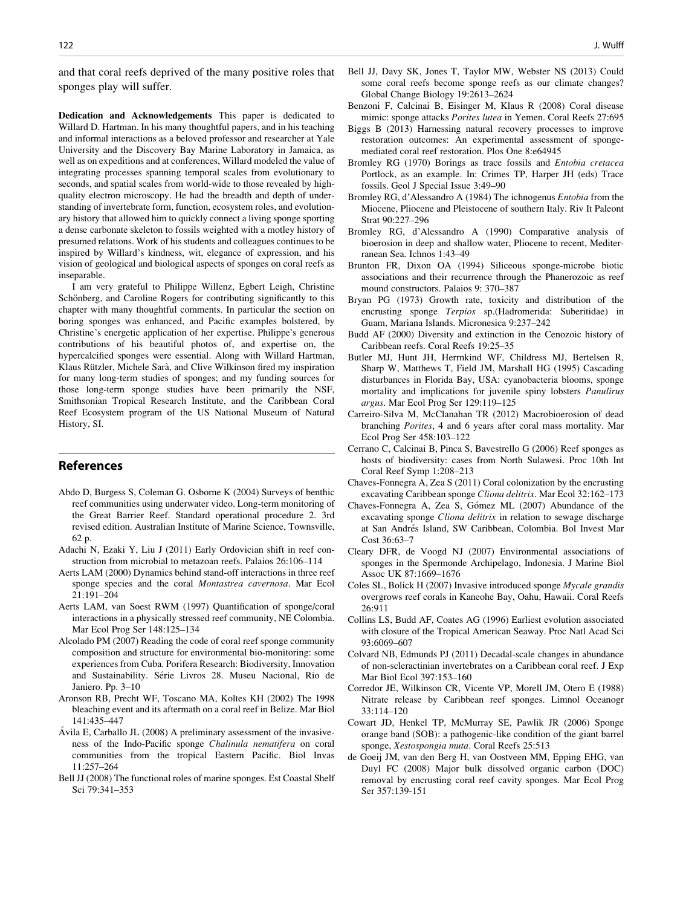and that coral reefs deprived of the many positive roles that sponges play will suffer.

**Dedication and Acknowledgements** This paper is dedicated to Willard D. Hartman. In his many thoughtful papers, and in his teaching and informal interactions as a beloved professor and researcher at Yale University and the Discovery Bay Marine Laboratory in Jamaica, as well as on expeditions and at conferences, Willard modeled the value of integrating processes spanning temporal scales from evolutionary to seconds, and spatial scales from world-wide to those revealed by high-quality electron microscopy. He had the breadth and depth of understanding of invertebrate form, function, ecosystem roles, and evolutionary history that allowed him to quickly connect a living sponge sporting a dense carbonate skeleton to fossils weighted with a motley history of presumed relations. Work of his students and colleagues continues to be inspired by Willard's kindness, wit, elegance of expression, and his vision of geological and biological aspects of sponges on coral reefs as inseparable.

I am very grateful to Philippe Willenz, Egbert Leigh, Christine Schönberg, and Caroline Rogers for contributing significantly to this chapter with many thoughtful comments. In particular the section on boring sponges was enhanced, and Pacific examples bolstered, by Christine's energetic application of her expertise. Philippe's generous contributions of his beautiful photos of, and expertise on, the hypercalcified sponges were essential. Along with Willard Hartman, Klaus Rützler, Michele Sarà, and Clive Wilkinson fired my inspiration for many long-term studies of sponges; and my funding sources for those long-term sponge studies have been primarily the NSF, Smithsonian Tropical Research Institute, and the Caribbean Coral Reef Ecosystem program of the US National Museum of Natural History, SI.

## References

Abdo D, Burgess S, Coleman G. Osborne K (2004) Surveys of benthic reef communities using underwater video. Long-term monitoring of the Great Barrier Reef. Standard operational procedure 2. 3rd revised edition. Australian Institute of Marine Science, Townsville, 62 p.

Adachi N, Ezaki Y, Liu J (2011) Early Ordovician shift in reef construction from microbial to metazoan reefs. Palaios 26:106–114

Aerts LAM (2000) Dynamics behind stand-off interactions in three reef sponge species and the coral *Montastrea cavernosa*. Mar Ecol 21:191–204

Aerts LAM, van Soest RWM (1997) Quantification of sponge/coral interactions in a physically stressed reef community, NE Colombia. Mar Ecol Prog Ser 148:125–134

Alcolado PM (2007) Reading the code of coral reef sponge community composition and structure for environmental bio-monitoring: some experiences from Cuba. Porifera Research: Biodiversity, Innovation and Sustainability. Série Livros 28. Museu Nacional, Rio de Janiero. Pp. 3–10

Aronson RB, Precht WF, Toscano MA, Koltes KH (2002) The 1998 bleaching event and its aftermath on a coral reef in Belize. Mar Biol 141:435–447

Ávila E, Carballo JL (2008) A preliminary assessment of the invasiveness of the Indo-Pacific sponge *Chalinula nematifera* on coral communities from the tropical Eastern Pacific. Biol Invas 11:257–264

Bell JJ (2008) The functional roles of marine sponges. Est Coastal Shelf Sci 79:341–353

Bell JJ, Davy SK, Jones T, Taylor MW, Webster NS (2013) Could some coral reefs become sponge reefs as our climate changes? Global Change Biology 19:2613–2624

Benzoni F, Calcinai B, Eisinger M, Klaus R (2008) Coral disease mimic: sponge attacks *Porites lutea* in Yemen. Coral Reefs 27:695

Biggs B (2013) Harnessing natural recovery processes to improve restoration outcomes: An experimental assessment of sponge-mediated coral reef restoration. Plos One 8:e64945

Bromley RG (1970) Borings as trace fossils and *Entobia cretacea* Portlock, as an example. In: Crimes TP, Harper JH (eds) Trace fossils. Geol J Special Issue 3:49–90

Bromley RG, d'Alessandro A (1984) The ichnogenus *Entobia* from the Miocene, Pliocene and Pleistocene of southern Italy. Riv It Paleont Strat 90:227–296

Bromley RG, d'Alessandro A (1990) Comparative analysis of bioerosion in deep and shallow water, Pliocene to recent, Mediterranean Sea. Ichnos 1:43–49

Brunton FR, Dixon OA (1994) Siliceous sponge-microbe biotic associations and their recurrence through the Phanerozoic as reef mound constructors. Palaios 9: 370–387

Bryan PG (1973) Growth rate, toxicity and distribution of the encrusting sponge *Terpios* sp.(Hadromerida: Suberitidae) in Guam, Mariana Islands. Micronesica 9:237–242

Budd AF (2000) Diversity and extinction in the Cenozoic history of Caribbean reefs. Coral Reefs 19:25–35

Butler MJ, Hunt JH, Herrnkind WF, Childress MJ, Bertelsen R, Sharp W, Matthews T, Field JM, Marshall HG (1995) Cascading disturbances in Florida Bay, USA: cyanobacteria blooms, sponge mortality and implications for juvenile spiny lobsters *Panulirus argus*. Mar Ecol Prog Ser 129:119–125

Carreiro-Silva M, McClanahan TR (2012) Macrobioerosion of dead branching *Porites*, 4 and 6 years after coral mass mortality. Mar Ecol Prog Ser 458:103–122

Cerrano C, Calcinai B, Pinca S, Bavestrello G (2006) Reef sponges as hosts of biodiversity: cases from North Sulawesi. Proc 10th Int Coral Reef Symp 1:208–213

Chaves-Fonnegra A, Zea S (2011) Coral colonization by the encrusting excavating Caribbean sponge *Cliona delitrix*. Mar Ecol 32:162–173

Chaves-Fonnegra A, Zea S, Gómez ML (2007) Abundance of the excavating sponge *Cliona delitrix* in relation to sewage discharge at San Andrés Island, SW Caribbean, Colombia. Bol Invest Mar Cost 36:63–7

Cleary DFR, de Voogd NJ (2007) Environmental associations of sponges in the Spermonde Archipelago, Indonesia. J Marine Biol Assoc UK 87:1669–1676

Coles SL, Bolick H (2007) Invasive introduced sponge *Mycale grandis* overgrows reef corals in Kaneohe Bay, Oahu, Hawaii. Coral Reefs 26:911

Collins LS, Budd AF, Coates AG (1996) Earliest evolution associated with closure of the Tropical American Seaway. Proc Natl Acad Sci 93:6069–607

Colvard NB, Edmunds PJ (2011) Decadal-scale changes in abundance of non-scleractinian invertebrates on a Caribbean coral reef. J Exp Mar Biol Ecol 397:153–160

Corredor JE, Wilkinson CR, Vicente VP, Morell JM, Otero E (1988) Nitrate release by Caribbean reef sponges. Limnol Oceanogr 33:114–120

Cowart JD, Henkel TP, McMurray SE, Pawlik JR (2006) Sponge orange band (SOB): a pathogenic-like condition of the giant barrel sponge, *Xestospongia muta*. Coral Reefs 25:513

de Goeij JM, van den Berg H, van Oostveen MM, Epping EHG, van Duyl FC (2008) Major bulk dissolved organic carbon (DOC) removal by encrusting coral reef cavity sponges. Mar Ecol Prog Ser 357:139-151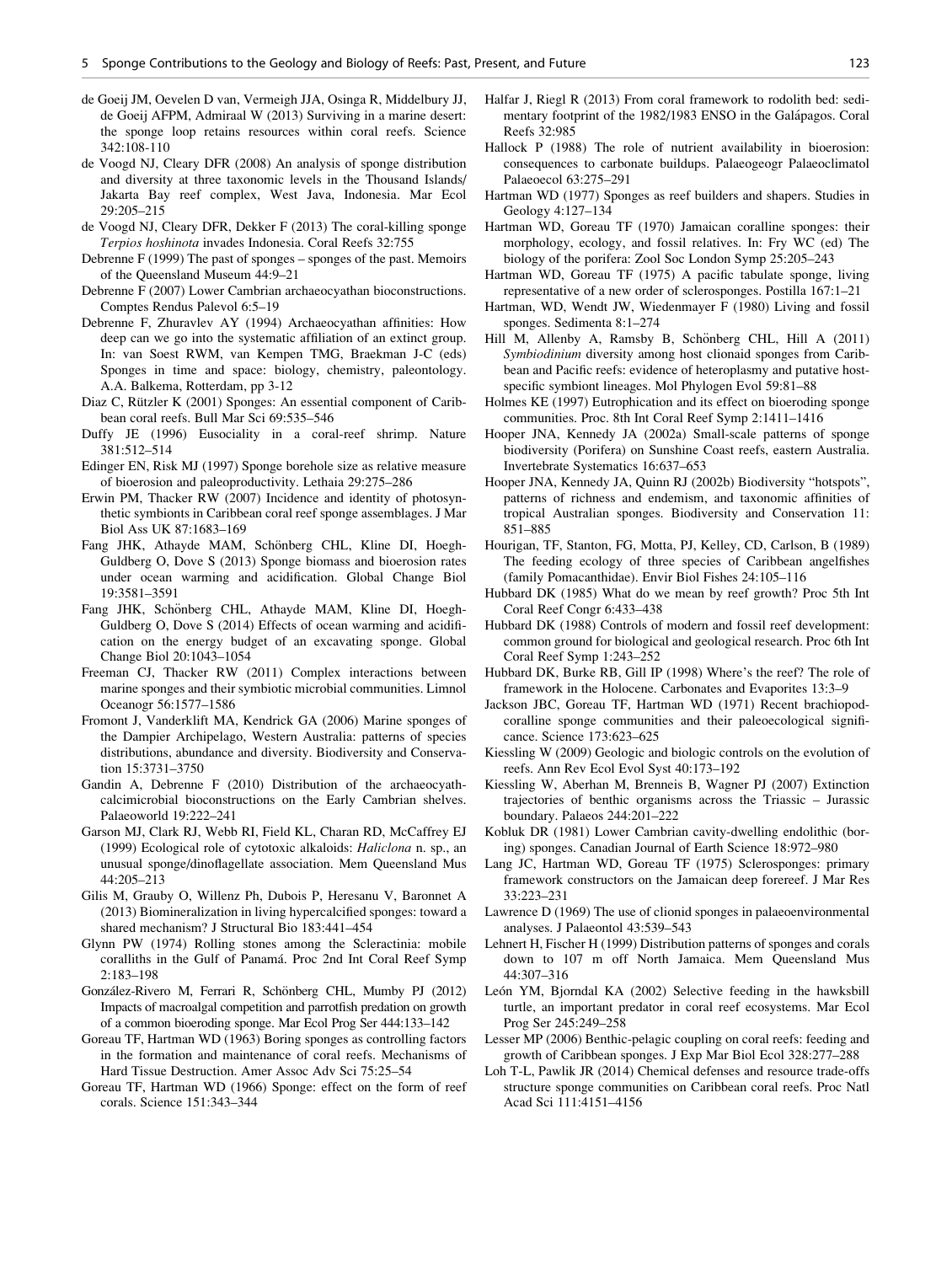de Goeij JM, Oevelen D van, Vermeigh JJA, Osinga R, Middelbury JJ, de Goeij AFPM, Admiraal W (2013) Surviving in a marine desert: the sponge loop retains resources within coral reefs. Science 342:108-110

de Voogd NJ, Cleary DFR (2008) An analysis of sponge distribution and diversity at three taxonomic levels in the Thousand Islands/ Jakarta Bay reef complex, West Java, Indonesia. Mar Ecol 29:205–215

de Voogd NJ, Cleary DFR, Dekker F (2013) The coral-killing sponge *Terpios hoshinota* invades Indonesia. Coral Reefs 32:755

Debrenne F (1999) The past of sponges – sponges of the past. Memoirs of the Queensland Museum 44:9–21

Debrenne F (2007) Lower Cambrian archaeocyathan bioconstructions. Comptes Rendus Palevol 6:5–19

Debrenne F, Zhuravlev AY (1994) Archaeocyathan affinities: How deep can we go into the systematic affiliation of an extinct group. In: van Soest RWM, van Kempen TMG, Braekman J-C (eds) Sponges in time and space: biology, chemistry, paleontology. A.A. Balkema, Rotterdam, pp 3-12

Diaz C, Rützler K (2001) Sponges: An essential component of Caribbean coral reefs. Bull Mar Sci 69:535–546

Duffy JE (1996) Eusociality in a coral-reef shrimp. Nature 381:512–514

Edinger EN, Risk MJ (1997) Sponge borehole size as relative measure of bioerosion and paleoproductivity. Lethaia 29:275–286

Erwin PM, Thacker RW (2007) Incidence and identity of photosynthetic symbionts in Caribbean coral reef sponge assemblages. J Mar Biol Ass UK 87:1683–169

Fang JHK, Athayde MAM, Schönberg CHL, Kline DI, Hoegh-Guldberg O, Dove S (2013) Sponge biomass and bioerosion rates under ocean warming and acidification. Global Change Biol 19:3581–3591

Fang JHK, Schönberg CHL, Athayde MAM, Kline DI, Hoegh-Guldberg O, Dove S (2014) Effects of ocean warming and acidification on the energy budget of an excavating sponge. Global Change Biol 20:1043–1054

Freeman CJ, Thacker RW (2011) Complex interactions between marine sponges and their symbiotic microbial communities. Limnol Oceanogr 56:1577–1586

Fromont J, Vanderklift MA, Kendrick GA (2006) Marine sponges of the Dampier Archipelago, Western Australia: patterns of species distributions, abundance and diversity. Biodiversity and Conservation 15:3731–3750

Gandin A, Debrenne F (2010) Distribution of the archaeocyath-calcimicrobial bioconstructions on the Early Cambrian shelves. Palaeoworld 19:222–241

Garson MJ, Clark RJ, Webb RI, Field KL, Charan RD, McCaffrey EJ (1999) Ecological role of cytotoxic alkaloids: *Haliclona* n. sp., an unusual sponge/dinoflagellate association. Mem Queensland Mus 44:205–213

Gilis M, Grauby O, Willenz Ph, Dubois P, Heresanu V, Baronnet A (2013) Biomineralization in living hypercalcified sponges: toward a shared mechanism? J Structural Bio 183:441–454

Glynn PW (1974) Rolling stones among the Scleractinia: mobile coralliths in the Gulf of Panamá. Proc 2nd Int Coral Reef Symp 2:183–198

González-Rivero M, Ferrari R, Schönberg CHL, Mumby PJ (2012) Impacts of macroalgal competition and parrotfish predation on growth of a common bioeroding sponge. Mar Ecol Prog Ser 444:133–142

Goreau TF, Hartman WD (1963) Boring sponges as controlling factors in the formation and maintenance of coral reefs. Mechanisms of Hard Tissue Destruction. Amer Assoc Adv Sci 75:25–54

Goreau TF, Hartman WD (1966) Sponge: effect on the form of reef corals. Science 151:343–344

Halfar J, Riegl R (2013) From coral framework to rodolith bed: sedimentary footprint of the 1982/1983 ENSO in the Galápagos. Coral Reefs 32:985

Hallock P (1988) The role of nutrient availability in bioerosion: consequences to carbonate buildups. Palaeogeogr Palaeoclimatol Palaeoecol 63:275–291

Hartman WD (1977) Sponges as reef builders and shapers. Studies in Geology 4:127–134

Hartman WD, Goreau TF (1970) Jamaican coralline sponges: their morphology, ecology, and fossil relatives. In: Fry WC (ed) The biology of the porifera: Zool Soc London Symp 25:205–243

Hartman WD, Goreau TF (1975) A pacific tabulate sponge, living representative of a new order of sclerosponges. Postilla 167:1–21

Hartman, WD, Wendt JW, Wiedenmayer F (1980) Living and fossil sponges. Sedimenta 8:1–274

Hill M, Allenby A, Ramsby B, Schönberg CHL, Hill A (2011) *Symbiodinium* diversity among host clionaid sponges from Caribbean and Pacific reefs: evidence of heteroplasmy and putative host-specific symbiont lineages. Mol Phylogen Evol 59:81–88

Holmes KE (1997) Eutrophication and its effect on bioeroding sponge communities. Proc. 8th Int Coral Reef Symp 2:1411–1416

Hooper JNA, Kennedy JA (2002a) Small-scale patterns of sponge biodiversity (Porifera) on Sunshine Coast reefs, eastern Australia. Invertebrate Systematics 16:637–653

Hooper JNA, Kennedy JA, Quinn RJ (2002b) Biodiversity "hotspots", patterns of richness and endemism, and taxonomic affinities of tropical Australian sponges. Biodiversity and Conservation 11: 851–885

Hourigan, TF, Stanton, FG, Motta, PJ, Kelley, CD, Carlson, B (1989) The feeding ecology of three species of Caribbean angelfishes (family Pomacanthidae). Envir Biol Fishes 24:105–116

Hubbard DK (1985) What do we mean by reef growth? Proc 5th Int Coral Reef Congr 6:433–438

Hubbard DK (1988) Controls of modern and fossil reef development: common ground for biological and geological research. Proc 6th Int Coral Reef Symp 1:243–252

Hubbard DK, Burke RB, Gill IP (1998) Where's the reef? The role of framework in the Holocene. Carbonates and Evaporites 13:3–9

Jackson JBC, Goreau TF, Hartman WD (1971) Recent brachiopod-coralline sponge communities and their paleoecological significance. Science 173:623–625

Kiessling W (2009) Geologic and biologic controls on the evolution of reefs. Ann Rev Ecol Evol Syst 40:173–192

Kiessling W, Aberhan M, Brenneis B, Wagner PJ (2007) Extinction trajectories of benthic organisms across the Triassic – Jurassic boundary. Palaeos 244:201–222

Kobluk DR (1981) Lower Cambrian cavity-dwelling endolithic (boring) sponges. Canadian Journal of Earth Science 18:972–980

Lang JC, Hartman WD, Goreau TF (1975) Sclerosponges: primary framework constructors on the Jamaican deep forereef. J Mar Res 33:223–231

Lawrence D (1969) The use of clionid sponges in palaeoenvironmental analyses. J Palaeontol 43:539–543

Lehnert H, Fischer H (1999) Distribution patterns of sponges and corals down to 107 m off North Jamaica. Mem Queensland Mus 44:307–316

León YM, Bjorndal KA (2002) Selective feeding in the hawksbill turtle, an important predator in coral reef ecosystems. Mar Ecol Prog Ser 245:249–258

Lesser MP (2006) Benthic-pelagic coupling on coral reefs: feeding and growth of Caribbean sponges. J Exp Mar Biol Ecol 328:277–288

Loh T-L, Pawlik JR (2014) Chemical defenses and resource trade-offs structure sponge communities on Caribbean coral reefs. Proc Natl Acad Sci 111:4151–4156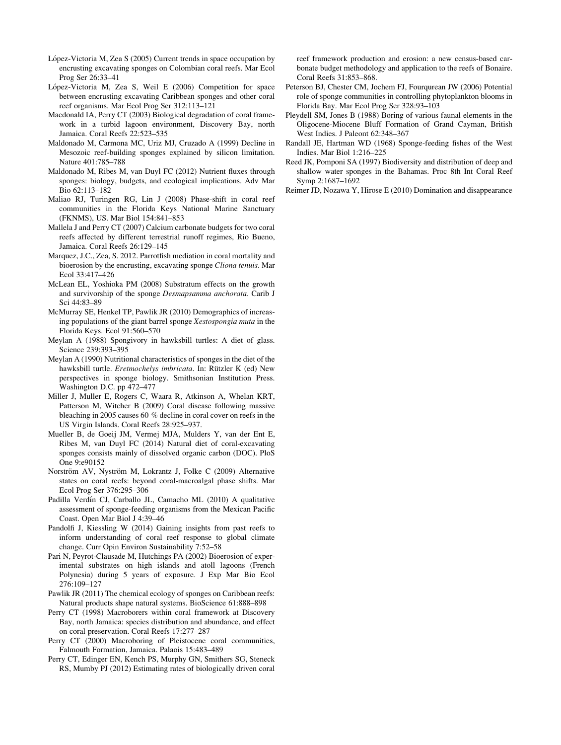López-Victoria M, Zea S (2005) Current trends in space occupation by encrusting excavating sponges on Colombian coral reefs. Mar Ecol Prog Ser 26:33–41

López-Victoria M, Zea S, Weil E (2006) Competition for space between encrusting excavating Caribbean sponges and other coral reef organisms. Mar Ecol Prog Ser 312:113–121

Macdonald IA, Perry CT (2003) Biological degradation of coral framework in a turbid lagoon environment, Discovery Bay, north Jamaica. Coral Reefs 22:523–535

Maldonado M, Carmona MC, Uriz MJ, Cruzado A (1999) Decline in Mesozoic reef-building sponges explained by silicon limitation. Nature 401:785–788

Maldonado M, Ribes M, van Duyl FC (2012) Nutrient fluxes through sponges: biology, budgets, and ecological implications. Adv Mar Bio 62:113–182

Maliao RJ, Turingen RG, Lin J (2008) Phase-shift in coral reef communities in the Florida Keys National Marine Sanctuary (FKNMS), US. Mar Biol 154:841–853

Mallela J and Perry CT (2007) Calcium carbonate budgets for two coral reefs affected by different terrestrial runoff regimes, Rio Bueno, Jamaica. Coral Reefs 26:129–145

Marquez, J.C., Zea, S. 2012. Parrotfish mediation in coral mortality and bioerosion by the encrusting, excavating sponge *Cliona tenuis*. Mar Ecol 33:417–426

McLean EL, Yoshioka PM (2008) Substratum effects on the growth and survivorship of the sponge *Desmapsamma anchorata*. Carib J Sci 44:83–89

McMurray SE, Henkel TP, Pawlik JR (2010) Demographics of increasing populations of the giant barrel sponge *Xestospongia muta* in the Florida Keys. Ecol 91:560–570

Meylan A (1988) Spongivory in hawksbill turtles: A diet of glass. Science 239:393–395

Meylan A (1990) Nutritional characteristics of sponges in the diet of the hawksbill turtle. *Eretmochelys imbricata*. In: Rützler K (ed) New perspectives in sponge biology. Smithsonian Institution Press. Washington D.C. pp 472–477

Miller J, Muller E, Rogers C, Waara R, Atkinson A, Whelan KRT, Patterson M, Witcher B (2009) Coral disease following massive bleaching in 2005 causes 60 % decline in coral cover on reefs in the US Virgin Islands. Coral Reefs 28:925–937.

Mueller B, de Goeij JM, Vermej MJA, Mulders Y, van der Ent E, Ribes M, van Duyl FC (2014) Natural diet of coral-excavating sponges consists mainly of dissolved organic carbon (DOC). PloS One 9:e90152

Norström AV, Nyström M, Lokrantz J, Folke C (2009) Alternative states on coral reefs: beyond coral-macroalgal phase shifts. Mar Ecol Prog Ser 376:295–306

Padilla Verdín CJ, Carballo JL, Camacho ML (2010) A qualitative assessment of sponge-feeding organisms from the Mexican Pacific Coast. Open Mar Biol J 4:39–46

Pandolfi J, Kiessling W (2014) Gaining insights from past reefs to inform understanding of coral reef response to global climate change. Curr Opin Environ Sustainability 7:52–58

Pari N, Peyrot-Clausade M, Hutchings PA (2002) Bioerosion of experimental substrates on high islands and atoll lagoons (French Polynesia) during 5 years of exposure. J Exp Mar Bio Ecol 276:109–127

Pawlik JR (2011) The chemical ecology of sponges on Caribbean reefs: Natural products shape natural systems. BioScience 61:888–898

Perry CT (1998) Macroborers within coral framework at Discovery Bay, north Jamaica: species distribution and abundance, and effect on coral preservation. Coral Reefs 17:277–287

Perry CT (2000) Macroboring of Pleistocene coral communities, Falmouth Formation, Jamaica. Palaois 15:483–489

Perry CT, Edinger EN, Kench PS, Murphy GN, Smithers SG, Steneck RS, Mumby PJ (2012) Estimating rates of biologically driven coral reef framework production and erosion: a new census-based carbonate budget methodology and application to the reefs of Bonaire. Coral Reefs 31:853–868.

Peterson BJ, Chester CM, Jochem FJ, Fourqurean JW (2006) Potential role of sponge communities in controlling phytoplankton blooms in Florida Bay. Mar Ecol Prog Ser 328:93–103

Pleydell SM, Jones B (1988) Boring of various faunal elements in the Oligocene-Miocene Bluff Formation of Grand Cayman, British West Indies. J Paleont 62:348–367

Randall JE, Hartman WD (1968) Sponge-feeding fishes of the West Indies. Mar Biol 1:216–225

Reed JK, Pomponi SA (1997) Biodiversity and distribution of deep and shallow water sponges in the Bahamas. Proc 8th Int Coral Reef Symp 2:1687–1692

Reimer JD, Nozawa Y, Hirose E (2010) Domination and disappearance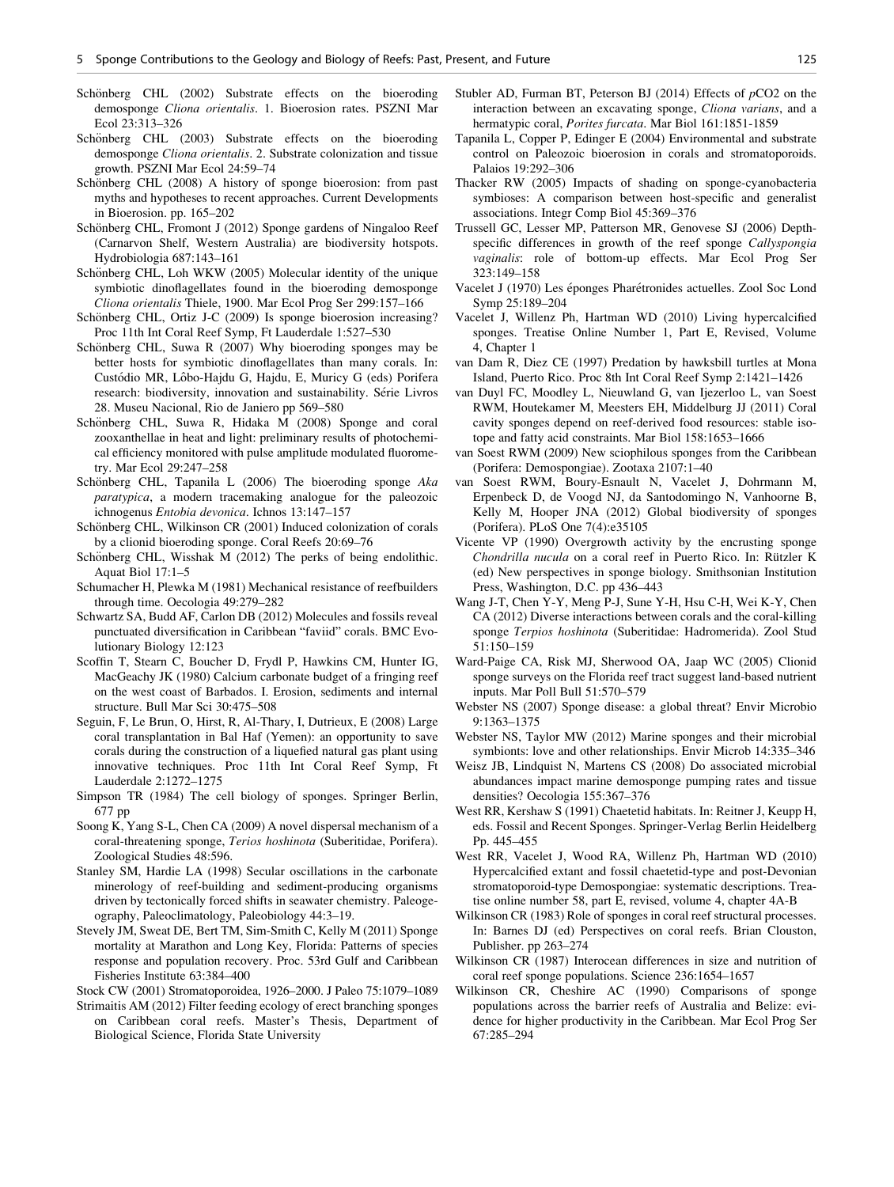Schönberg CHL (2002) Substrate effects on the bioeroding demosponge *Cliona orientalis*. 1. Bioerosion rates. PSZNI Mar Ecol 23:313–326

Schönberg CHL (2003) Substrate effects on the bioeroding demosponge *Cliona orientalis*. 2. Substrate colonization and tissue growth. PSZNI Mar Ecol 24:59–74

Schönberg CHL (2008) A history of sponge bioerosion: from past myths and hypotheses to recent approaches. Current Developments in Bioerosion. pp. 165–202

Schönberg CHL, Fromont J (2012) Sponge gardens of Ningaloo Reef (Carnarvon Shelf, Western Australia) are biodiversity hotspots. Hydrobiologia 687:143–161

Schönberg CHL, Loh WKW (2005) Molecular identity of the unique symbiotic dinoflagellates found in the bioeroding demosponge *Cliona orientalis* Thiele, 1900. Mar Ecol Prog Ser 299:157–166

Schönberg CHL, Ortiz J-C (2009) Is sponge bioerosion increasing? Proc 11th Int Coral Reef Symp, Ft Lauderdale 1:527–530

Schönberg CHL, Suwa R (2007) Why bioeroding sponges may be better hosts for symbiotic dinoflagellates than many corals. In: Custódio MR, Lôbo-Hajdu G, Hajdu, E, Muricy G (eds) Porifera research: biodiversity, innovation and sustainability. Série Livros 28. Museu Nacional, Rio de Janiero pp 569–580

Schönberg CHL, Suwa R, Hidaka M (2008) Sponge and coral zooxanthellae in heat and light: preliminary results of photochemical efficiency monitored with pulse amplitude modulated fluorometry. Mar Ecol 29:247–258

Schönberg CHL, Tapanila L (2006) The bioeroding sponge *Aka paratypica*, a modern tracemaking analogue for the paleozoic ichnogenus *Entobia devonica*. Ichnos 13:147–157

Schönberg CHL, Wilkinson CR (2001) Induced colonization of corals by a clionid bioeroding sponge. Coral Reefs 20:69–76

Schönberg CHL, Wisshak M (2012) The perks of being endolithic. Aquat Biol 17:1–5

Schumacher H, Plewka M (1981) Mechanical resistance of reefbuilders through time. Oecologia 49:279–282

Schwartz SA, Budd AF, Carlon DB (2012) Molecules and fossils reveal punctuated diversification in Caribbean "faviid" corals. BMC Evolutionary Biology 12:123

Scoffin T, Stearn C, Boucher D, Frydl P, Hawkins CM, Hunter IG, MacGeachy JK (1980) Calcium carbonate budget of a fringing reef on the west coast of Barbados. I. Erosion, sediments and internal structure. Bull Mar Sci 30:475–508

Seguin, F, Le Brun, O, Hirst, R, Al-Thary, I, Dutrieux, E (2008) Large coral transplantation in Bal Haf (Yemen): an opportunity to save corals during the construction of a liquefied natural gas plant using innovative techniques. Proc 11th Int Coral Reef Symp, Ft Lauderdale 2:1272–1275

Simpson TR (1984) The cell biology of sponges. Springer Berlin, 677 pp

Soong K, Yang S-L, Chen CA (2009) A novel dispersal mechanism of a coral-threatening sponge, *Terios hoshinota* (Suberitidae, Porifera). Zoological Studies 48:596.

Stanley SM, Hardie LA (1998) Secular oscillations in the carbonate mineralogy of reef-building and sediment-producing organisms driven by tectonically forced shifts in seawater chemistry. Paleogeography, Paleoclimatology, Paleobiology 44:3–19.

Stevely JM, Sweat DE, Bert TM, Sim-Smith C, Kelly M (2011) Sponge mortality at Marathon and Long Key, Florida: Patterns of species response and population recovery. Proc. 53rd Gulf and Caribbean Fisheries Institute 63:384–400

Stock CW (2001) Stromatoporoidea, 1926–2000. J Paleo 75:1079–1089

Strimaitis AM (2012) Filter feeding ecology of erect branching sponges on Caribbean coral reefs. Master's Thesis, Department of Biological Science, Florida State University

Stubler AD, Furman BT, Peterson BJ (2014) Effects of *p*CO2 on the interaction between an excavating sponge, *Cliona varians*, and a hermatypic coral, *Porites furcata*. Mar Biol 161:1851-1859

Tapanila L, Copper P, Edinger E (2004) Environmental and substrate control on Paleozoic bioerosion in corals and stromatoporoids. Palaios 19:292–306

Thacker RW (2005) Impacts of shading on sponge-cyanobacteria symbioses: A comparison between host-specific and generalist associations. Integr Comp Biol 45:369–376

Trussell GC, Lesser MP, Patterson MR, Genovese SJ (2006) Depth-specific differences in growth of the reef sponge *Callyspongia vaginalis*: role of bottom-up effects. Mar Ecol Prog Ser 323:149–158

Vacelet J (1970) Les éponges Pharétronides actuelles. Zool Soc Lond Symp 25:189–204

Vacelet J, Willenz Ph, Hartman WD (2010) Living hypercalcified sponges. Treatise Online Number 1, Part E, Revised, Volume 4, Chapter 1

van Dam R, Diez CE (1997) Predation by hawksbill turtles at Mona Island, Puerto Rico. Proc 8th Int Coral Reef Symp 2:1421–1426

van Duyl FC, Moodley L, Nieuwland G, van Ijezerloo L, van Soest RWM, Houtekamer M, Meesters EH, Middelburg JJ (2011) Coral cavity sponges depend on reef-derived food resources: stable isotope and fatty acid constraints. Mar Biol 158:1653–1666

van Soest RWM (2009) New sciophilous sponges from the Caribbean (Porifera: Demospongiae). Zootaxa 2107:1–40

van Soest RWM, Boury-Esnault N, Vacelet J, Dohrmann M, Erpenbeck D, de Voogd NJ, da Santodomingo N, Vanhoorne B, Kelly M, Hooper JNA (2012) Global biodiversity of sponges (Porifera). PLoS One 7(4):e35105

Vicente VP (1990) Overgrowth activity by the encrusting sponge *Chondrilla nucula* on a coral reef in Puerto Rico. In: Rützler K (ed) New perspectives in sponge biology. Smithsonian Institution Press, Washington, D.C. pp 436–443

Wang J-T, Chen Y-Y, Meng P-J, Sune Y-H, Hsu C-H, Wei K-Y, Chen CA (2012) Diverse interactions between corals and the coral-killing sponge *Terpios hoshinota* (Suberitidae: Hadromerida). Zool Stud 51:150–159

Ward-Paige CA, Risk MJ, Sherwood OA, Jaap WC (2005) Clionid sponge surveys on the Florida reef tract suggest land-based nutrient inputs. Mar Poll Bull 51:570–579

Webster NS (2007) Sponge disease: a global threat? Envir Microbio 9:1363–1375

Webster NS, Taylor MW (2012) Marine sponges and their microbial symbionts: love and other relationships. Envir Microb 14:335–346

Weisz JB, Lindquist N, Martens CS (2008) Do associated microbial abundances impact marine demosponge pumping rates and tissue densities? Oecologia 155:367–376

West RR, Kershaw S (1991) Chaetetid habitats. In: Reitner J, Keupp H, eds. Fossil and Recent Sponges. Springer-Verlag Berlin Heidelberg Pp. 445–455

West RR, Vacelet J, Wood RA, Willenz Ph, Hartman WD (2010) Hypercalcified extant and fossil chaetetid-type and post-Devonian stromatoporoid-type Demospongiae: systematic descriptions. Treatise online number 58, part E, revised, volume 4, chapter 4A-B

Wilkinson CR (1983) Role of sponges in coral reef structural processes. In: Barnes DJ (ed) Perspectives on coral reefs. Brian Clouston, Publisher. pp 263–274

Wilkinson CR (1987) Interocean differences in size and nutrition of coral reef sponge populations. Science 236:1654–1657

Wilkinson CR, Cheshire AC (1990) Comparisons of sponge populations across the barrier reefs of Australia and Belize: evidence for higher productivity in the Caribbean. Mar Ecol Prog Ser 67:285–294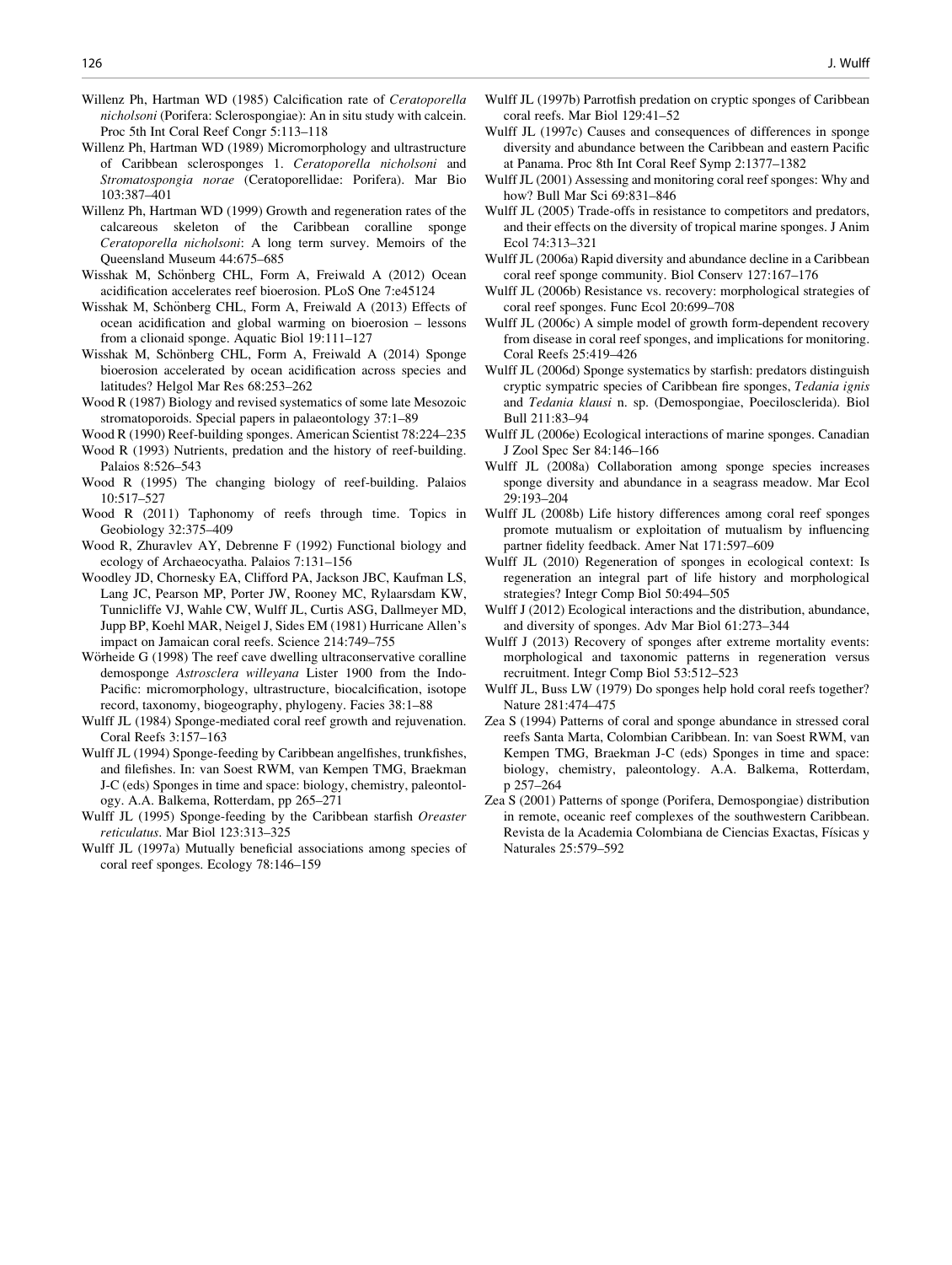Willenz Ph, Hartman WD (1985) Calcification rate of *Ceratoporella nicholsoni* (Porifera: Sclerospongiae): An in situ study with calcein. Proc 5th Int Coral Reef Congr 5:113–118

Willenz Ph, Hartman WD (1989) Micromorphology and ultrastructure of Caribbean sclerosponges 1. *Ceratoporella nicholsoni* and *Stromatospongia norae* (Ceratoporellidae: Porifera). Mar Bio 103:387–401

Willenz Ph, Hartman WD (1999) Growth and regeneration rates of the calcareous skeleton of the Caribbean coralline sponge *Ceratoporella nicholsoni*: A long term survey. Memoirs of the Queensland Museum 44:675–685

Wisshak M, Schönberg CHL, Form A, Freiwald A (2012) Ocean acidification accelerates reef bioerosion. PLoS One 7:e45124

Wisshak M, Schönberg CHL, Form A, Freiwald A (2013) Effects of ocean acidification and global warming on bioerosion – lessons from a clionaid sponge. Aquatic Biol 19:111–127

Wisshak M, Schönberg CHL, Form A, Freiwald A (2014) Sponge bioerosion accelerated by ocean acidification across species and latitudes? Helgol Mar Res 68:253–262

Wood R (1987) Biology and revised systematics of some late Mesozoic stromatoporoids. Special papers in palaeontology 37:1–89

Wood R (1990) Reef-building sponges. American Scientist 78:224–235

Wood R (1993) Nutrients, predation and the history of reef-building. Palaios 8:526–543

Wood R (1995) The changing biology of reef-building. Palaios 10:517–527

Wood R (2011) Taphonomy of reefs through time. Topics in Geobiology 32:375–409

Wood R, Zhuravlev AY, Debrenne F (1992) Functional biology and ecology of Archaeocyatha. Palaios 7:131–156

Woodley JD, Chornesky EA, Clifford PA, Jackson JBC, Kaufman LS, Lang JC, Pearson MP, Porter JW, Rooney MC, Rylaarsdam KW, Tunnicliffe VJ, Wahle CW, Wulff JL, Curtis ASG, Dallmeyer MD, Jupp BP, Koehl MAR, Neigel J, Sides EM (1981) Hurricane Allen's impact on Jamaican coral reefs. Science 214:749–755

Wörheide G (1998) The reef cave dwelling ultraconservative coralline demosponge *Astrosclera willeyana* Lister 1900 from the Indo-Pacific: micromorphology, ultrastructure, biocalcification, isotope record, taxonomy, biogeography, phylogeny. Facies 38:1–88

Wulff JL (1984) Sponge-mediated coral reef growth and rejuvenation. Coral Reefs 3:157–163

Wulff JL (1994) Sponge-feeding by Caribbean angelfishes, trunkfishes, and filefishes. In: van Soest RWM, van Kempen TMG, Braekman J-C (eds) Sponges in time and space: biology, chemistry, paleontology. A.A. Balkema, Rotterdam, pp 265–271

Wulff JL (1995) Sponge-feeding by the Caribbean starfish *Oreaster reticulatus*. Mar Biol 123:313–325

Wulff JL (1997a) Mutually beneficial associations among species of coral reef sponges. Ecology 78:146–159

Wulff JL (1997b) Parrotfish predation on cryptic sponges of Caribbean coral reefs. Mar Biol 129:41–52

Wulff JL (1997c) Causes and consequences of differences in sponge diversity and abundance between the Caribbean and eastern Pacific at Panama. Proc 8th Int Coral Reef Symp 2:1377–1382

Wulff JL (2001) Assessing and monitoring coral reef sponges: Why and how? Bull Mar Sci 69:831–846

Wulff JL (2005) Trade-offs in resistance to competitors and predators, and their effects on the diversity of tropical marine sponges. J Anim Ecol 74:313–321

Wulff JL (2006a) Rapid diversity and abundance decline in a Caribbean coral reef sponge community. Biol Conserv 127:167–176

Wulff JL (2006b) Resistance vs. recovery: morphological strategies of coral reef sponges. Func Ecol 20:699–708

Wulff JL (2006c) A simple model of growth form-dependent recovery from disease in coral reef sponges, and implications for monitoring. Coral Reefs 25:419–426

Wulff JL (2006d) Sponge systematics by starfish: predators distinguish cryptic sympatric species of Caribbean fire sponges, *Tedania ignis* and *Tedania klausi* n. sp. (Demospongiae, Poecilosclerida). Biol Bull 211:83–94

Wulff JL (2006e) Ecological interactions of marine sponges. Canadian J Zool Spec Ser 84:146–166

Wulff JL (2008a) Collaboration among sponge species increases sponge diversity and abundance in a seagrass meadow. Mar Ecol 29:193–204

Wulff JL (2008b) Life history differences among coral reef sponges promote mutualism or exploitation of mutualism by influencing partner fidelity feedback. Amer Nat 171:597–609

Wulff JL (2010) Regeneration of sponges in ecological context: Is regeneration an integral part of life history and morphological strategies? Integr Comp Biol 50:494–505

Wulff J (2012) Ecological interactions and the distribution, abundance, and diversity of sponges. Adv Mar Biol 61:273–344

Wulff J (2013) Recovery of sponges after extreme mortality events: morphological and taxonomic patterns in regeneration versus recruitment. Integr Comp Biol 53:512–523

Wulff JL, Buss LW (1979) Do sponges help hold coral reefs together? Nature 281:474–475

Zea S (1994) Patterns of coral and sponge abundance in stressed coral reefs Santa Marta, Colombian Caribbean. In: van Soest RWM, van Kempen TMG, Braekman J-C (eds) Sponges in time and space: biology, chemistry, paleontology. A.A. Balkema, Rotterdam, p 257–264

Zea S (2001) Patterns of sponge (Porifera, Demospongiae) distribution in remote, oceanic reef complexes of the southwestern Caribbean. Revista de la Academia Colombiana de Ciencias Exactas, Físicas y Naturales 25:579–592